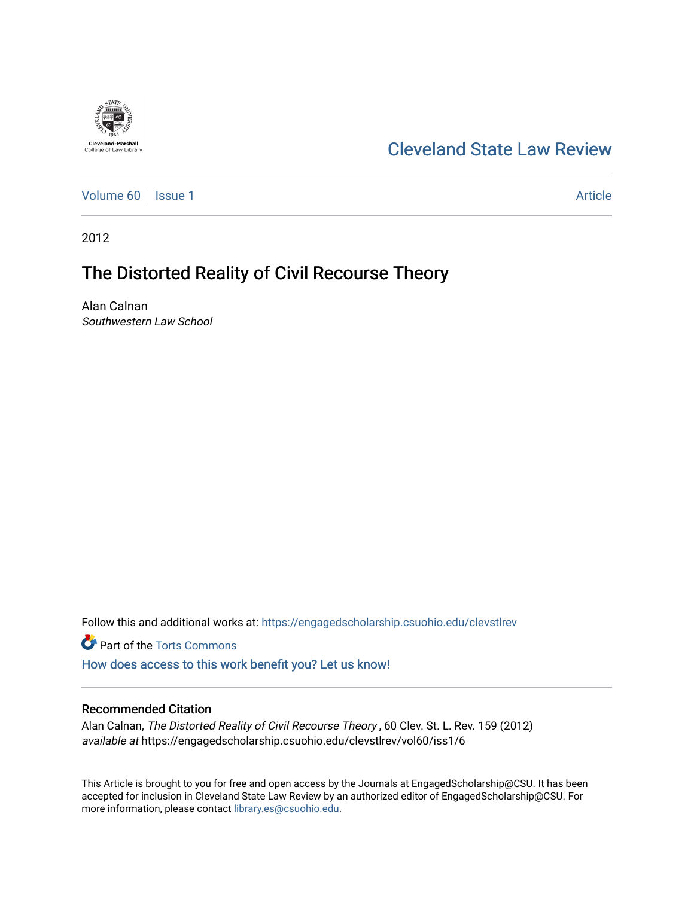Cleveland State Law Review

Volume 60 | Issue 1 | Article

2012

# The Distorted Reality of Civil Recourse Theory

Alan Calnan
*Southwestern Law School*

Follow this and additional works at: https://engagedscholarship.csuohio.edu/clevstlrev

Part of the Torts Commons

How does access to this work benefit you? Let us know!

## Recommended Citation

Alan Calnan, *The Distorted Reality of Civil Recourse Theory*, 60 Clev. St. L. Rev. 159 (2012)
*available at* https://engagedscholarship.csuohio.edu/clevstlrev/vol60/iss1/6

This Article is brought to you for free and open access by the Journals at EngagedScholarship@CSU. It has been accepted for inclusion in Cleveland State Law Review by an authorized editor of EngagedScholarship@CSU. For more information, please contact library.es@csuohio.edu.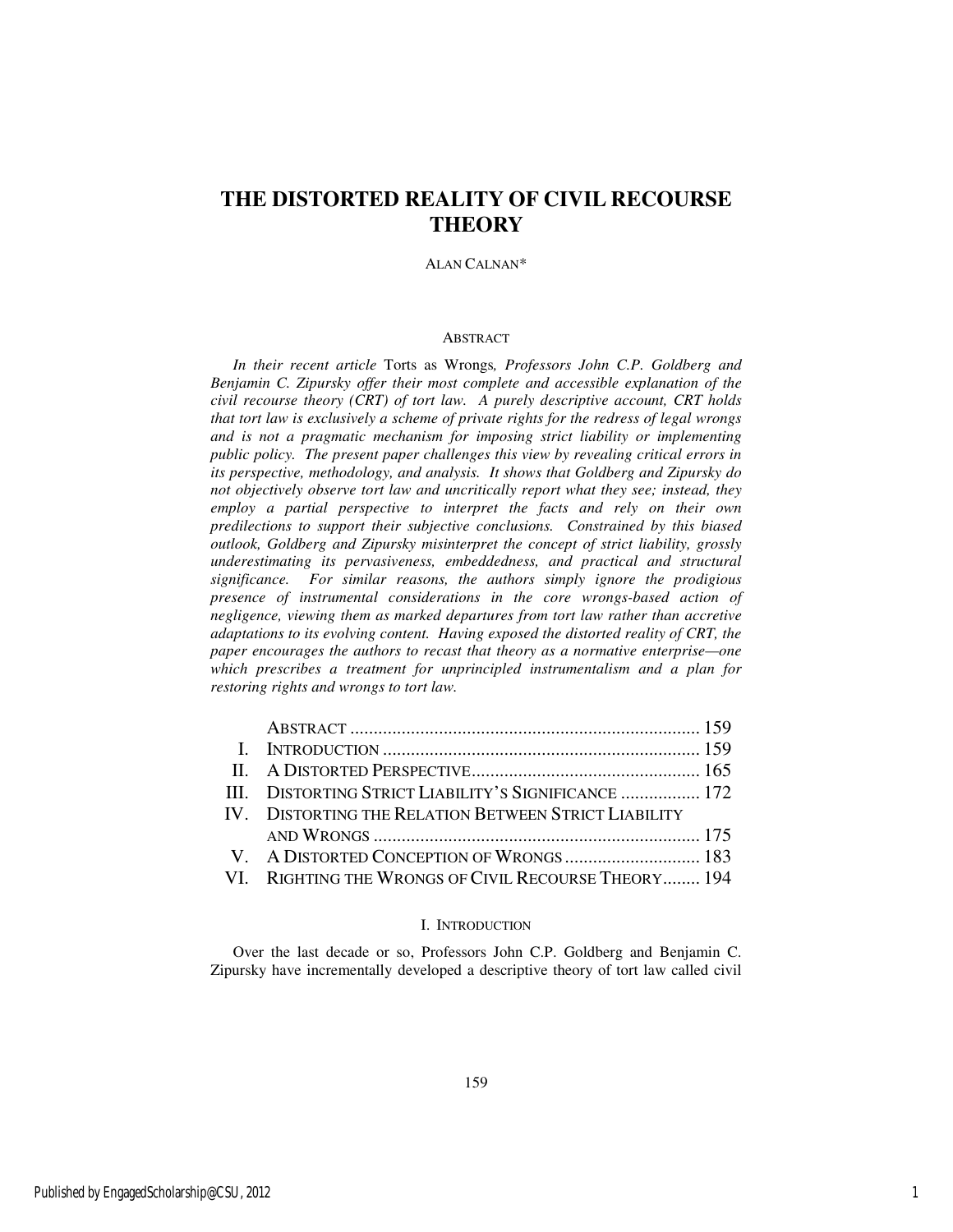# THE DISTORTED REALITY OF CIVIL RECOURSE THEORY

ALAN CALNAN*

## ABSTRACT

*In their recent article* Torts as Wrongs*, Professors John C.P. Goldberg and Benjamin C. Zipursky offer their most complete and accessible explanation of the civil recourse theory (CRT) of tort law. A purely descriptive account, CRT holds that tort law is exclusively a scheme of private rights for the redress of legal wrongs and is not a pragmatic mechanism for imposing strict liability or implementing public policy. The present paper challenges this view by revealing critical errors in its perspective, methodology, and analysis. It shows that Goldberg and Zipursky do not objectively observe tort law and uncritically report what they see; instead, they employ a partial perspective to interpret the facts and rely on their own predilections to support their subjective conclusions. Constrained by this biased outlook, Goldberg and Zipursky misinterpret the concept of strict liability, grossly underestimating its pervasiveness, embeddedness, and practical and structural significance. For similar reasons, the authors simply ignore the prodigious presence of instrumental considerations in the core wrongs-based action of negligence, viewing them as marked departures from tort law rather than accretive adaptations to its evolving content. Having exposed the distorted reality of CRT, the paper encourages the authors to recast that theory as a normative enterprise—one which prescribes a treatment for unprincipled instrumentalism and a plan for restoring rights and wrongs to tort law.*

| | | |
|---|---|---|
| | ABSTRACT | 159 |
| I. | INTRODUCTION | 159 |
| II. | A DISTORTED PERSPECTIVE | 165 |
| III. | DISTORTING STRICT LIABILITY'S SIGNIFICANCE | 172 |
| IV. | DISTORTING THE RELATION BETWEEN STRICT LIABILITY AND WRONGS | 175 |
| V. | A DISTORTED CONCEPTION OF WRONGS | 183 |
| VI. | RIGHTING THE WRONGS OF CIVIL RECOURSE THEORY | 194 |

## I. INTRODUCTION

Over the last decade or so, Professors John C.P. Goldberg and Benjamin C. Zipursky have incrementally developed a descriptive theory of tort law called civil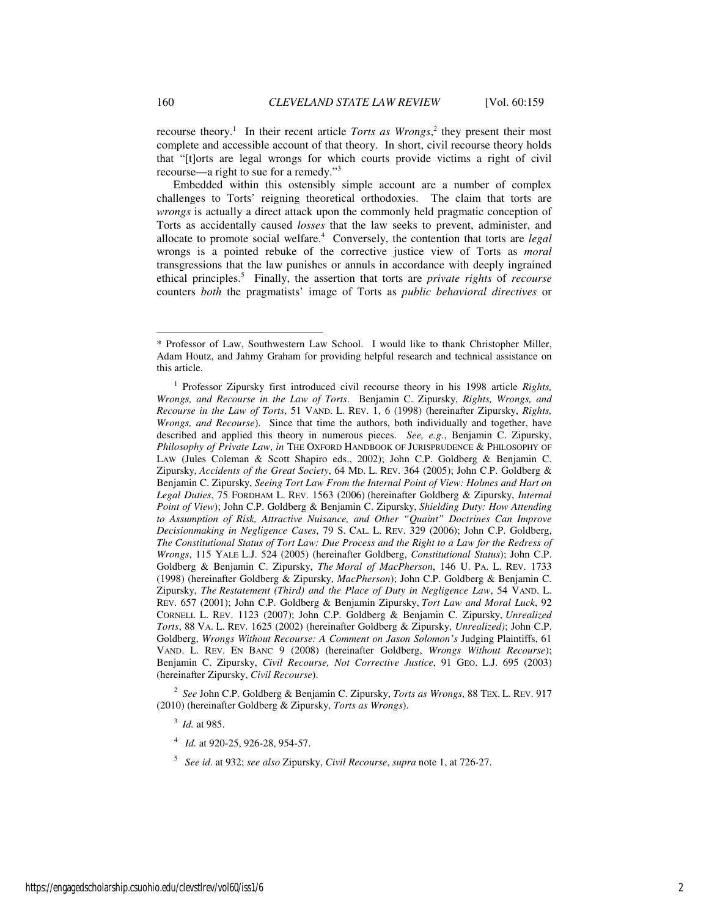recourse theory.[1] In their recent article *Torts as Wrongs*,[2] they present their most complete and accessible account of that theory. In short, civil recourse theory holds that "[t]orts are legal wrongs for which courts provide victims a right of civil recourse—a right to sue for a remedy."[3]

Embedded within this ostensibly simple account are a number of complex challenges to Torts' reigning theoretical orthodoxies. The claim that torts are *wrongs* is actually a direct attack upon the commonly held pragmatic conception of Torts as accidentally caused *losses* that the law seeks to prevent, administer, and allocate to promote social welfare.[4] Conversely, the contention that torts are *legal* wrongs is a pointed rebuke of the corrective justice view of Torts as *moral* transgressions that the law punishes or annuls in accordance with deeply ingrained ethical principles.[5] Finally, the assertion that torts are *private rights* of *recourse* counters *both* the pragmatists' image of Torts as *public behavioral directives* or

---

\* Professor of Law, Southwestern Law School. I would like to thank Christopher Miller, Adam Houtz, and Jahmy Graham for providing helpful research and technical assistance on this article.

[1] Professor Zipursky first introduced civil recourse theory in his 1998 article *Rights, Wrongs, and Recourse in the Law of Torts*. Benjamin C. Zipursky, *Rights, Wrongs, and Recourse in the Law of Torts*, 51 VAND. L. REV. 1, 6 (1998) (hereinafter Zipursky, *Rights, Wrongs, and Recourse*). Since that time the authors, both individually and together, have described and applied this theory in numerous pieces. *See, e.g.*, Benjamin C. Zipursky, *Philosophy of Private Law*, *in* THE OXFORD HANDBOOK OF JURISPRUDENCE & PHILOSOPHY OF LAW (Jules Coleman & Scott Shapiro eds., 2002); John C.P. Goldberg & Benjamin C. Zipursky, *Accidents of the Great Society*, 64 MD. L. REV. 364 (2005); John C.P. Goldberg & Benjamin C. Zipursky, *Seeing Tort Law From the Internal Point of View: Holmes and Hart on Legal Duties*, 75 FORDHAM L. REV. 1563 (2006) (hereinafter Goldberg & Zipursky, *Internal Point of View*); John C.P. Goldberg & Benjamin C. Zipursky, *Shielding Duty: How Attending to Assumption of Risk, Attractive Nuisance, and Other "Quaint" Doctrines Can Improve Decisionmaking in Negligence Cases*, 79 S. CAL. L. REV. 329 (2006); John C.P. Goldberg, *The Constitutional Status of Tort Law: Due Process and the Right to a Law for the Redress of Wrongs*, 115 YALE L.J. 524 (2005) (hereinafter Goldberg, *Constitutional Status*); John C.P. Goldberg & Benjamin C. Zipursky, *The Moral of MacPherson*, 146 U. PA. L. REV. 1733 (1998) (hereinafter Goldberg & Zipursky, *MacPherson*); John C.P. Goldberg & Benjamin C. Zipursky, *The Restatement (Third) and the Place of Duty in Negligence Law*, 54 VAND. L. REV. 657 (2001); John C.P. Goldberg & Benjamin Zipursky, *Tort Law and Moral Luck*, 92 CORNELL L. REV. 1123 (2007); John C.P. Goldberg & Benjamin C. Zipursky, *Unrealized Torts*, 88 VA. L. REV. 1625 (2002) (hereinafter Goldberg & Zipursky, *Unrealized)*; John C.P. Goldberg, *Wrongs Without Recourse: A Comment on Jason Solomon's* Judging Plaintiffs, 61 VAND. L. REV. EN BANC 9 (2008) (hereinafter Goldberg, *Wrongs Without Recourse*); Benjamin C. Zipursky, *Civil Recourse, Not Corrective Justice*, 91 GEO. L.J. 695 (2003) (hereinafter Zipursky, *Civil Recourse*).

[2] *See* John C.P. Goldberg & Benjamin C. Zipursky, *Torts as Wrongs*, 88 TEX. L. REV. 917 (2010) (hereinafter Goldberg & Zipursky, *Torts as Wrongs*).

[3] *Id.* at 985.

[4] *Id.* at 920-25, 926-28, 954-57.

[5] *See id.* at 932; *see also* Zipursky, *Civil Recourse*, *supra* note 1, at 726-27.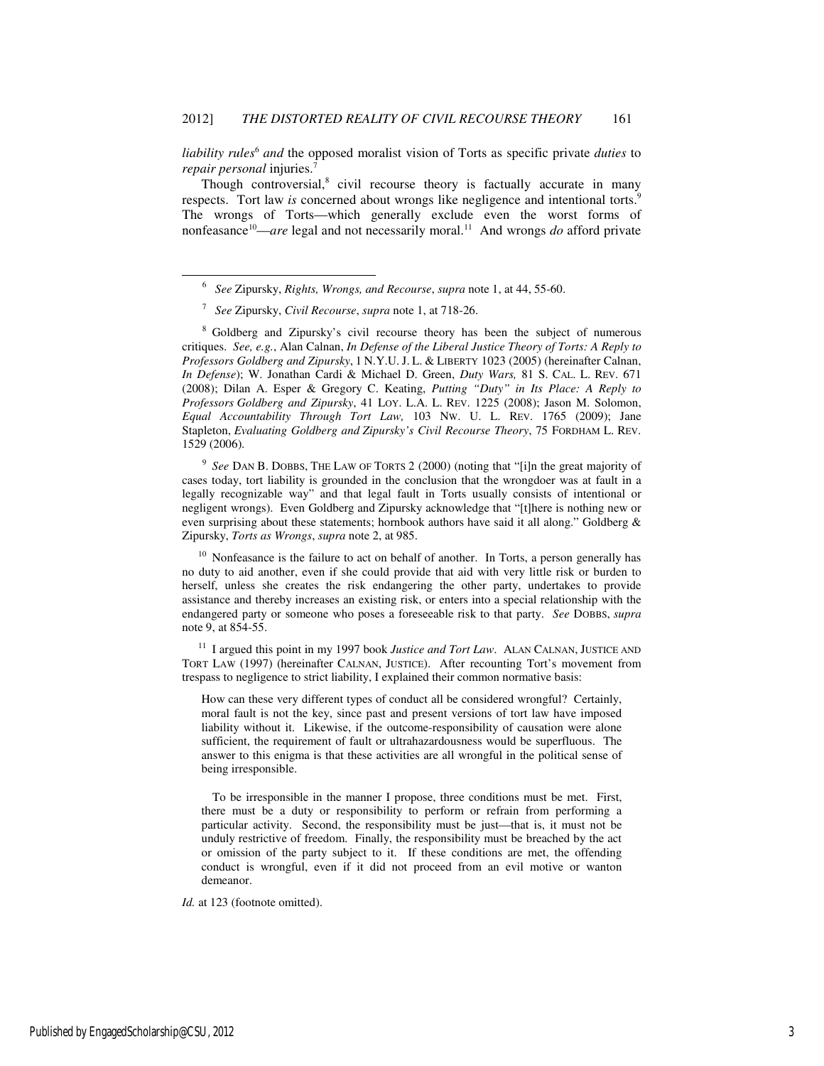*liability rules*[6] *and* the opposed moralist vision of Torts as specific private *duties* to *repair personal* injuries.[7]

Though controversial,[8] civil recourse theory is factually accurate in many respects. Tort law *is* concerned about wrongs like negligence and intentional torts.[9] The wrongs of Torts—which generally exclude even the worst forms of nonfeasance[10]—*are* legal and not necessarily moral.[11] And wrongs *do* afford private

---

[6] *See* Zipursky, *Rights, Wrongs, and Recourse*, *supra* note 1, at 44, 55-60.

[7] *See* Zipursky, *Civil Recourse*, *supra* note 1, at 718-26.

[8] Goldberg and Zipursky's civil recourse theory has been the subject of numerous critiques. *See, e.g.*, Alan Calnan, *In Defense of the Liberal Justice Theory of Torts: A Reply to Professors Goldberg and Zipursky*, 1 N.Y.U. J. L. & LIBERTY 1023 (2005) (hereinafter Calnan, *In Defense*); W. Jonathan Cardi & Michael D. Green, *Duty Wars,* 81 S. CAL. L. REV. 671 (2008); Dilan A. Esper & Gregory C. Keating, *Putting "Duty" in Its Place: A Reply to Professors Goldberg and Zipursky*, 41 LOY. L.A. L. REV. 1225 (2008); Jason M. Solomon, *Equal Accountability Through Tort Law,* 103 NW. U. L. REV. 1765 (2009); Jane Stapleton, *Evaluating Goldberg and Zipursky's Civil Recourse Theory*, 75 FORDHAM L. REV. 1529 (2006).

[9] *See* DAN B. DOBBS, THE LAW OF TORTS 2 (2000) (noting that "[i]n the great majority of cases today, tort liability is grounded in the conclusion that the wrongdoer was at fault in a legally recognizable way" and that legal fault in Torts usually consists of intentional or negligent wrongs). Even Goldberg and Zipursky acknowledge that "[t]here is nothing new or even surprising about these statements; hornbook authors have said it all along." Goldberg & Zipursky, *Torts as Wrongs*, *supra* note 2, at 985.

[10] Nonfeasance is the failure to act on behalf of another. In Torts, a person generally has no duty to aid another, even if she could provide that aid with very little risk or burden to herself, unless she creates the risk endangering the other party, undertakes to provide assistance and thereby increases an existing risk, or enters into a special relationship with the endangered party or someone who poses a foreseeable risk to that party. *See* DOBBS, *supra* note 9, at 854-55.

[11] I argued this point in my 1997 book *Justice and Tort Law*. ALAN CALNAN, JUSTICE AND TORT LAW (1997) (hereinafter CALNAN, JUSTICE). After recounting Tort's movement from trespass to negligence to strict liability, I explained their common normative basis:

> How can these very different types of conduct all be considered wrongful? Certainly, moral fault is not the key, since past and present versions of tort law have imposed liability without it. Likewise, if the outcome-responsibility of causation were alone sufficient, the requirement of fault or ultrahazardousness would be superfluous. The answer to this enigma is that these activities are all wrongful in the political sense of being irresponsible.
>
> To be irresponsible in the manner I propose, three conditions must be met. First, there must be a duty or responsibility to perform or refrain from performing a particular activity. Second, the responsibility must be just—that is, it must not be unduly restrictive of freedom. Finally, the responsibility must be breached by the act or omission of the party subject to it. If these conditions are met, the offending conduct is wrongful, even if it did not proceed from an evil motive or wanton demeanor.

*Id.* at 123 (footnote omitted).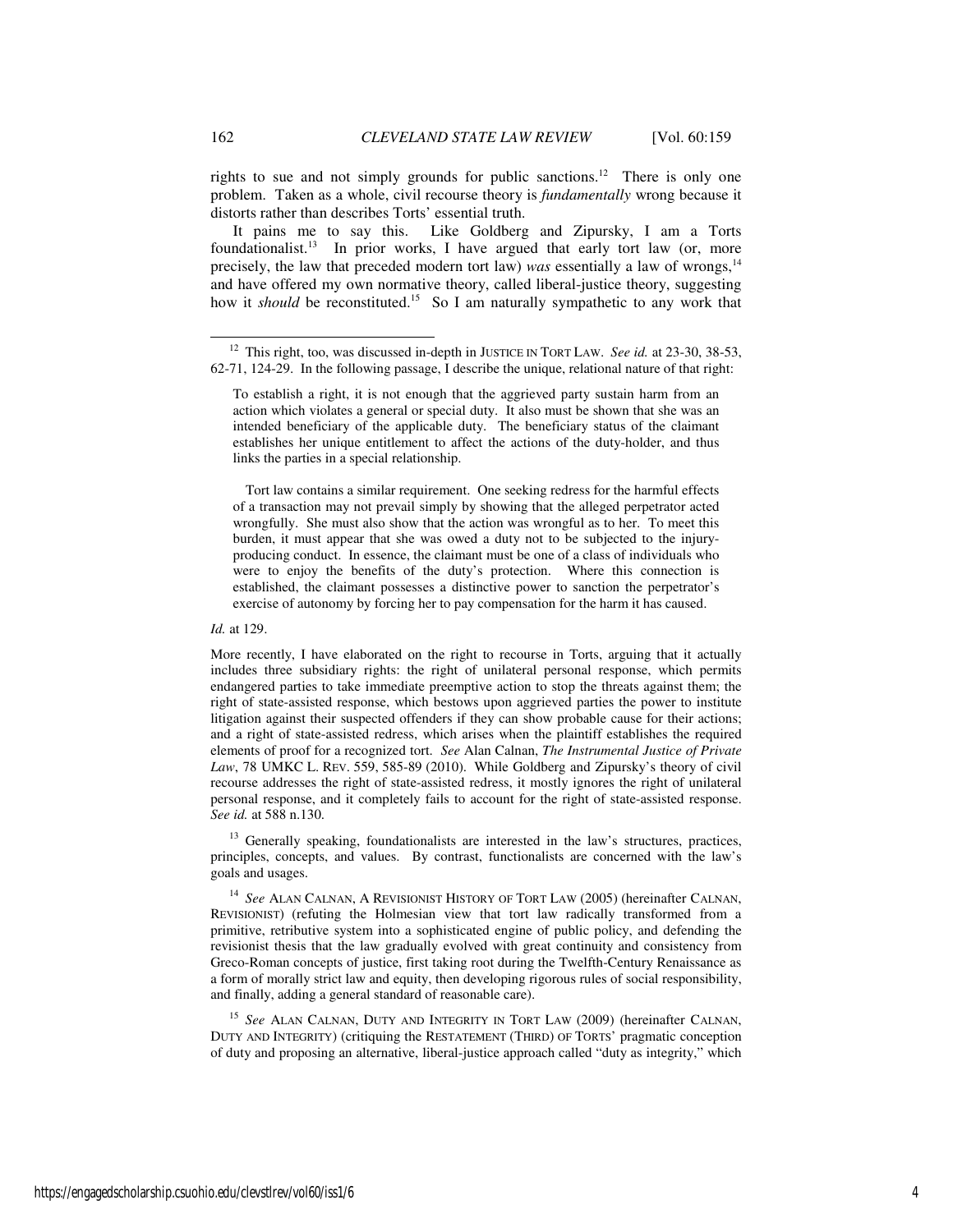rights to sue and not simply grounds for public sanctions.[12] There is only one problem. Taken as a whole, civil recourse theory is *fundamentally* wrong because it distorts rather than describes Torts' essential truth.

It pains me to say this. Like Goldberg and Zipursky, I am a Torts foundationalist.[13] In prior works, I have argued that early tort law (or, more precisely, the law that preceded modern tort law) *was* essentially a law of wrongs,[14] and have offered my own normative theory, called liberal-justice theory, suggesting how it *should* be reconstituted.[15] So I am naturally sympathetic to any work that

---

[12] This right, too, was discussed in-depth in JUSTICE IN TORT LAW. *See id.* at 23-30, 38-53, 62-71, 124-29. In the following passage, I describe the unique, relational nature of that right:

> To establish a right, it is not enough that the aggrieved party sustain harm from an action which violates a general or special duty. It also must be shown that she was an intended beneficiary of the applicable duty. The beneficiary status of the claimant establishes her unique entitlement to affect the actions of the duty-holder, and thus links the parties in a special relationship.
>
> Tort law contains a similar requirement. One seeking redress for the harmful effects of a transaction may not prevail simply by showing that the alleged perpetrator acted wrongfully. She must also show that the action was wrongful as to her. To meet this burden, it must appear that she was owed a duty not to be subjected to the injury-producing conduct. In essence, the claimant must be one of a class of individuals who were to enjoy the benefits of the duty's protection. Where this connection is established, the claimant possesses a distinctive power to sanction the perpetrator's exercise of autonomy by forcing her to pay compensation for the harm it has caused.

*Id.* at 129.

More recently, I have elaborated on the right to recourse in Torts, arguing that it actually includes three subsidiary rights: the right of unilateral personal response, which permits endangered parties to take immediate preemptive action to stop the threats against them; the right of state-assisted response, which bestows upon aggrieved parties the power to institute litigation against their suspected offenders if they can show probable cause for their actions; and a right of state-assisted redress, which arises when the plaintiff establishes the required elements of proof for a recognized tort. *See* Alan Calnan, *The Instrumental Justice of Private Law*, 78 UMKC L. REV. 559, 585-89 (2010). While Goldberg and Zipursky's theory of civil recourse addresses the right of state-assisted redress, it mostly ignores the right of unilateral personal response, and it completely fails to account for the right of state-assisted response. *See id.* at 588 n.130.

[13] Generally speaking, foundationalists are interested in the law's structures, practices, principles, concepts, and values. By contrast, functionalists are concerned with the law's goals and usages.

[14] *See* ALAN CALNAN, A REVISIONIST HISTORY OF TORT LAW (2005) (hereinafter CALNAN, REVISIONIST) (refuting the Holmesian view that tort law radically transformed from a primitive, retributive system into a sophisticated engine of public policy, and defending the revisionist thesis that the law gradually evolved with great continuity and consistency from Greco-Roman concepts of justice, first taking root during the Twelfth-Century Renaissance as a form of morally strict law and equity, then developing rigorous rules of social responsibility, and finally, adding a general standard of reasonable care).

[15] *See* ALAN CALNAN, DUTY AND INTEGRITY IN TORT LAW (2009) (hereinafter CALNAN, DUTY AND INTEGRITY) (critiquing the RESTATEMENT (THIRD) OF TORTS' pragmatic conception of duty and proposing an alternative, liberal-justice approach called "duty as integrity," which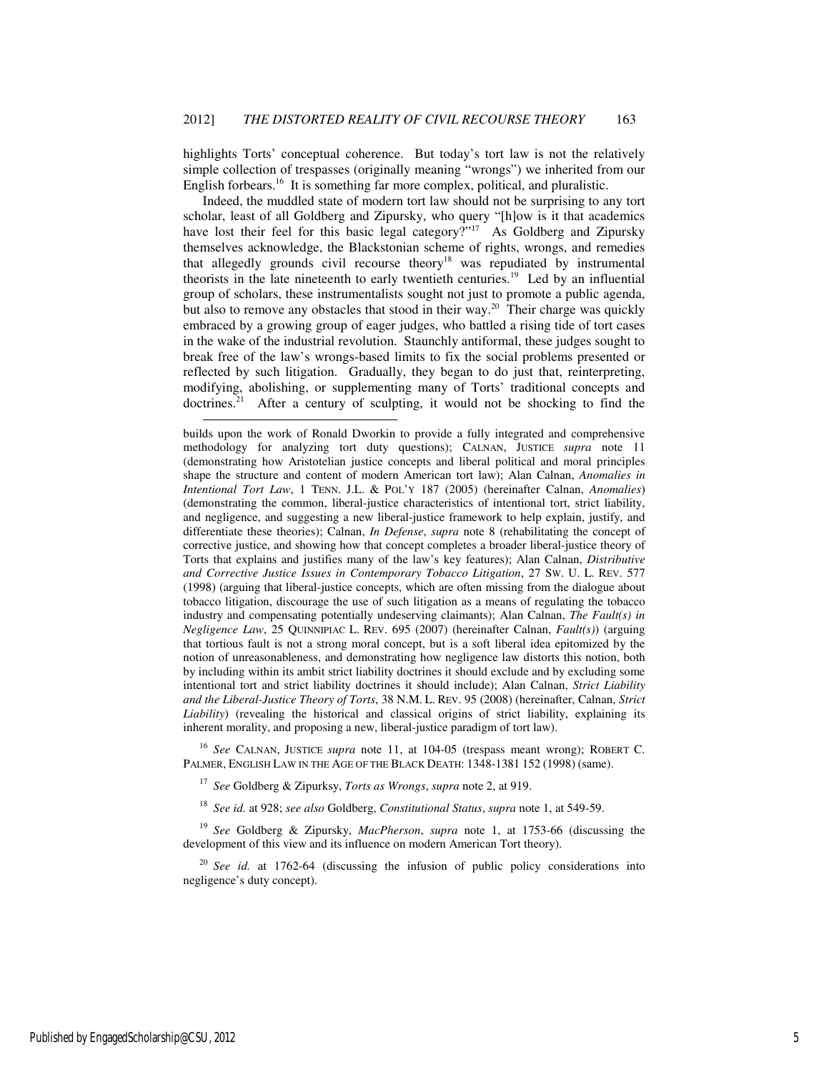highlights Torts' conceptual coherence. But today's tort law is not the relatively simple collection of trespasses (originally meaning "wrongs") we inherited from our English forbears.[16] It is something far more complex, political, and pluralistic.

Indeed, the muddled state of modern tort law should not be surprising to any tort scholar, least of all Goldberg and Zipursky, who query "[h]ow is it that academics have lost their feel for this basic legal category?"[17] As Goldberg and Zipursky themselves acknowledge, the Blackstonian scheme of rights, wrongs, and remedies that allegedly grounds civil recourse theory[18] was repudiated by instrumental theorists in the late nineteenth to early twentieth centuries.[19] Led by an influential group of scholars, these instrumentalists sought not just to promote a public agenda, but also to remove any obstacles that stood in their way.[20] Their charge was quickly embraced by a growing group of eager judges, who battled a rising tide of tort cases in the wake of the industrial revolution. Staunchly antiformal, these judges sought to break free of the law's wrongs-based limits to fix the social problems presented or reflected by such litigation. Gradually, they began to do just that, reinterpreting, modifying, abolishing, or supplementing many of Torts' traditional concepts and doctrines.[21] After a century of sculpting, it would not be shocking to find the

---

builds upon the work of Ronald Dworkin to provide a fully integrated and comprehensive methodology for analyzing tort duty questions); CALNAN, JUSTICE *supra* note 11 (demonstrating how Aristotelian justice concepts and liberal political and moral principles shape the structure and content of modern American tort law); Alan Calnan, *Anomalies in Intentional Tort Law*, 1 TENN. J.L. & POL'Y 187 (2005) (hereinafter Calnan, *Anomalies*) (demonstrating the common, liberal-justice characteristics of intentional tort, strict liability, and negligence, and suggesting a new liberal-justice framework to help explain, justify, and differentiate these theories); Calnan, *In Defense*, *supra* note 8 (rehabilitating the concept of corrective justice, and showing how that concept completes a broader liberal-justice theory of Torts that explains and justifies many of the law's key features); Alan Calnan, *Distributive and Corrective Justice Issues in Contemporary Tobacco Litigation*, 27 SW. U. L. REV. 577 (1998) (arguing that liberal-justice concepts, which are often missing from the dialogue about tobacco litigation, discourage the use of such litigation as a means of regulating the tobacco industry and compensating potentially undeserving claimants); Alan Calnan, *The Fault(s) in Negligence Law*, 25 QUINNIPIAC L. REV. 695 (2007) (hereinafter Calnan, *Fault(s)*) (arguing that tortious fault is not a strong moral concept, but is a soft liberal idea epitomized by the notion of unreasonableness, and demonstrating how negligence law distorts this notion, both by including within its ambit strict liability doctrines it should exclude and by excluding some intentional tort and strict liability doctrines it should include); Alan Calnan, *Strict Liability and the Liberal-Justice Theory of Torts*, 38 N.M. L. REV. 95 (2008) (hereinafter, Calnan, *Strict Liability*) (revealing the historical and classical origins of strict liability, explaining its inherent morality, and proposing a new, liberal-justice paradigm of tort law).

[16] *See* CALNAN, JUSTICE *supra* note 11, at 104-05 (trespass meant wrong); ROBERT C. PALMER, ENGLISH LAW IN THE AGE OF THE BLACK DEATH: 1348-1381 152 (1998) (same).

[17] *See* Goldberg & Zipurksy, *Torts as Wrongs*, *supra* note 2, at 919.

[18] *See id.* at 928; *see also* Goldberg, *Constitutional Status*, *supra* note 1, at 549-59.

[19] *See* Goldberg & Zipursky, *MacPherson*, *supra* note 1, at 1753-66 (discussing the development of this view and its influence on modern American Tort theory).

[20] *See id.* at 1762-64 (discussing the infusion of public policy considerations into negligence's duty concept).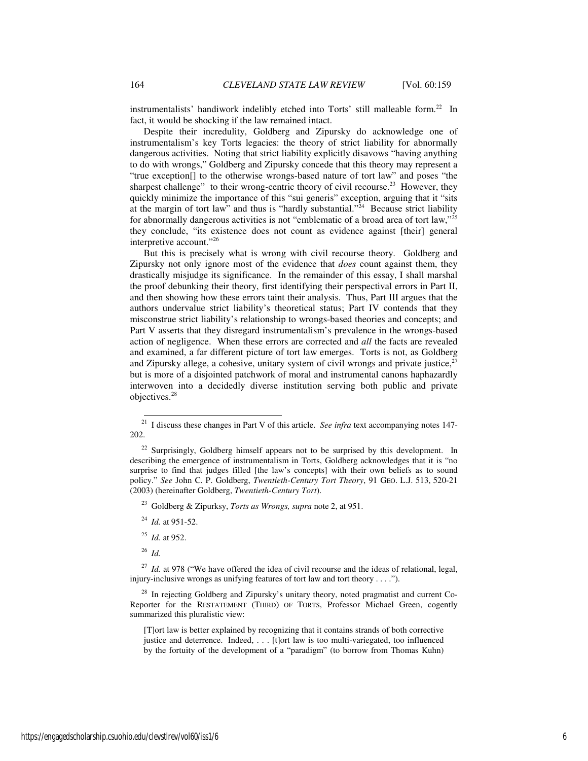instrumentalists' handiwork indelibly etched into Torts' still malleable form.[22] In fact, it would be shocking if the law remained intact.

Despite their incredulity, Goldberg and Zipursky do acknowledge one of instrumentalism's key Torts legacies: the theory of strict liability for abnormally dangerous activities. Noting that strict liability explicitly disavows "having anything to do with wrongs," Goldberg and Zipursky concede that this theory may represent a "true exception[] to the otherwise wrongs-based nature of tort law" and poses "the sharpest challenge" to their wrong-centric theory of civil recourse.[23] However, they quickly minimize the importance of this "sui generis" exception, arguing that it "sits at the margin of tort law" and thus is "hardly substantial."[24] Because strict liability for abnormally dangerous activities is not "emblematic of a broad area of tort law,"[25] they conclude, "its existence does not count as evidence against [their] general interpretive account."[26]

But this is precisely what is wrong with civil recourse theory. Goldberg and Zipursky not only ignore most of the evidence that *does* count against them, they drastically misjudge its significance. In the remainder of this essay, I shall marshal the proof debunking their theory, first identifying their perspectival errors in Part II, and then showing how these errors taint their analysis. Thus, Part III argues that the authors undervalue strict liability's theoretical status; Part IV contends that they misconstrue strict liability's relationship to wrongs-based theories and concepts; and Part V asserts that they disregard instrumentalism's prevalence in the wrongs-based action of negligence. When these errors are corrected and *all* the facts are revealed and examined, a far different picture of tort law emerges. Torts is not, as Goldberg and Zipursky allege, a cohesive, unitary system of civil wrongs and private justice,[27] but is more of a disjointed patchwork of moral and instrumental canons haphazardly interwoven into a decidedly diverse institution serving both public and private objectives.[28]

---

[21] I discuss these changes in Part V of this article. *See infra* text accompanying notes 147-202.

[22] Surprisingly, Goldberg himself appears not to be surprised by this development. In describing the emergence of instrumentalism in Torts, Goldberg acknowledges that it is "no surprise to find that judges filled [the law's concepts] with their own beliefs as to sound policy." *See* John C. P. Goldberg, *Twentieth-Century Tort Theory*, 91 GEO. L.J. 513, 520-21 (2003) (hereinafter Goldberg, *Twentieth-Century Tort*).

[23] Goldberg & Zipurksy, *Torts as Wrongs, supra* note 2, at 951.

[24] *Id.* at 951-52.

[25] *Id.* at 952.

[26] *Id.*

[27] *Id.* at 978 ("We have offered the idea of civil recourse and the ideas of relational, legal, injury-inclusive wrongs as unifying features of tort law and tort theory . . . .").

[28] In rejecting Goldberg and Zipursky's unitary theory, noted pragmatist and current Co-Reporter for the RESTATEMENT (THIRD) OF TORTS, Professor Michael Green, cogently summarized this pluralistic view:

> [T]ort law is better explained by recognizing that it contains strands of both corrective justice and deterrence. Indeed, . . . [t]ort law is too multi-variegated, too influenced by the fortuity of the development of a "paradigm" (to borrow from Thomas Kuhn)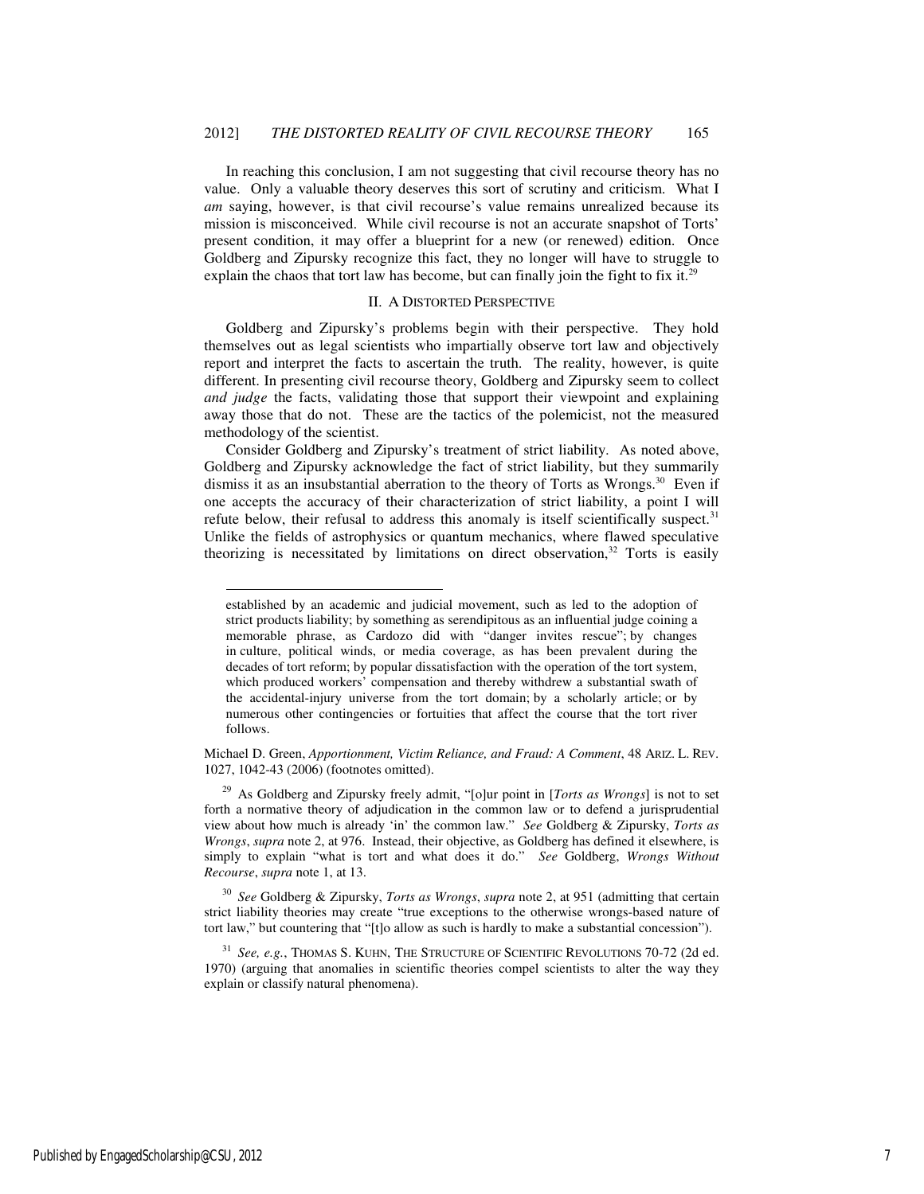In reaching this conclusion, I am not suggesting that civil recourse theory has no value. Only a valuable theory deserves this sort of scrutiny and criticism. What I *am* saying, however, is that civil recourse's value remains unrealized because its mission is misconceived. While civil recourse is not an accurate snapshot of Torts' present condition, it may offer a blueprint for a new (or renewed) edition. Once Goldberg and Zipursky recognize this fact, they no longer will have to struggle to explain the chaos that tort law has become, but can finally join the fight to fix it.[29]

## II. A DISTORTED PERSPECTIVE

Goldberg and Zipursky's problems begin with their perspective. They hold themselves out as legal scientists who impartially observe tort law and objectively report and interpret the facts to ascertain the truth. The reality, however, is quite different. In presenting civil recourse theory, Goldberg and Zipursky seem to collect *and judge* the facts, validating those that support their viewpoint and explaining away those that do not. These are the tactics of the polemicist, not the measured methodology of the scientist.

Consider Goldberg and Zipursky's treatment of strict liability. As noted above, Goldberg and Zipursky acknowledge the fact of strict liability, but they summarily dismiss it as an insubstantial aberration to the theory of Torts as Wrongs.[30] Even if one accepts the accuracy of their characterization of strict liability, a point I will refute below, their refusal to address this anomaly is itself scientifically suspect.[31] Unlike the fields of astrophysics or quantum mechanics, where flawed speculative theorizing is necessitated by limitations on direct observation,[32] Torts is easily

---

established by an academic and judicial movement, such as led to the adoption of strict products liability; by something as serendipitous as an influential judge coining a memorable phrase, as Cardozo did with "danger invites rescue"; by changes in culture, political winds, or media coverage, as has been prevalent during the decades of tort reform; by popular dissatisfaction with the operation of the tort system, which produced workers' compensation and thereby withdrew a substantial swath of the accidental-injury universe from the tort domain; by a scholarly article; or by numerous other contingencies or fortuities that affect the course that the tort river follows.

Michael D. Green, *Apportionment, Victim Reliance, and Fraud: A Comment*, 48 ARIZ. L. REV. 1027, 1042-43 (2006) (footnotes omitted).

[29] As Goldberg and Zipursky freely admit, "[o]ur point in [*Torts as Wrongs*] is not to set forth a normative theory of adjudication in the common law or to defend a jurisprudential view about how much is already 'in' the common law." *See* Goldberg & Zipursky, *Torts as Wrongs*, *supra* note 2, at 976. Instead, their objective, as Goldberg has defined it elsewhere, is simply to explain "what is tort and what does it do." *See* Goldberg, *Wrongs Without Recourse*, *supra* note 1, at 13.

[30] *See* Goldberg & Zipursky, *Torts as Wrongs*, *supra* note 2, at 951 (admitting that certain strict liability theories may create "true exceptions to the otherwise wrongs-based nature of tort law," but countering that "[t]o allow as such is hardly to make a substantial concession").

[31] *See, e.g.*, THOMAS S. KUHN, THE STRUCTURE OF SCIENTIFIC REVOLUTIONS 70-72 (2d ed. 1970) (arguing that anomalies in scientific theories compel scientists to alter the way they explain or classify natural phenomena).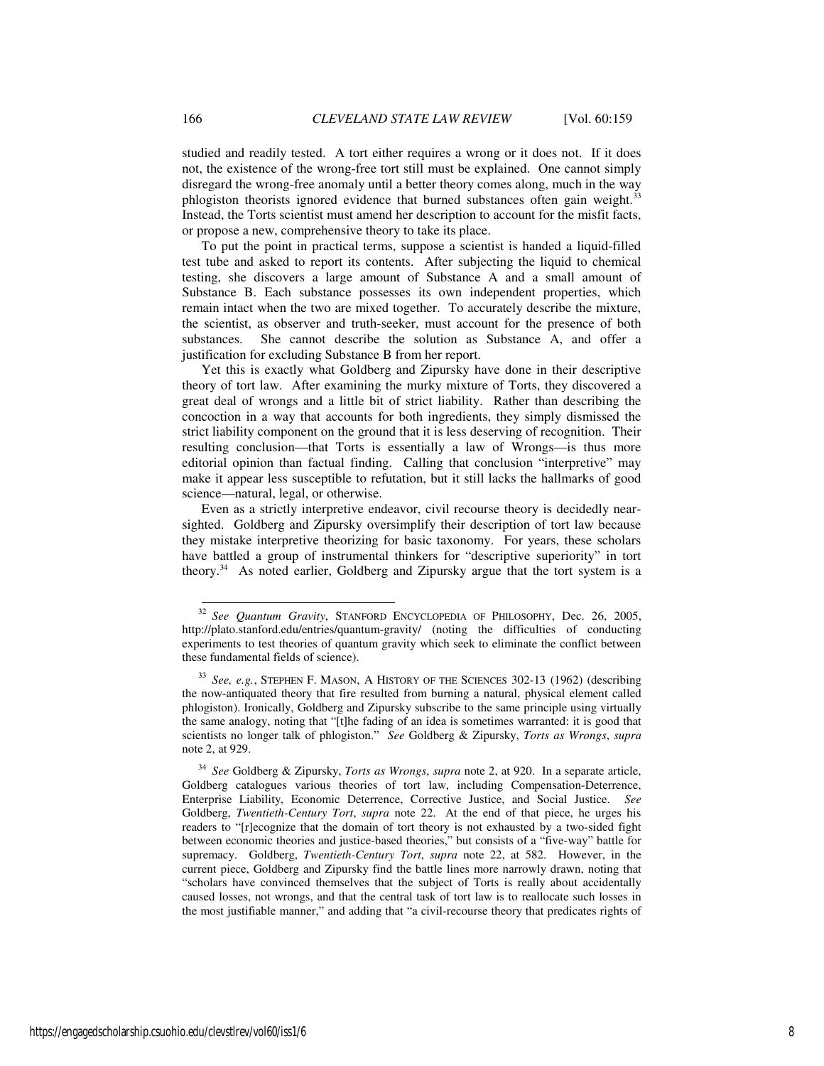studied and readily tested. A tort either requires a wrong or it does not. If it does not, the existence of the wrong-free tort still must be explained. One cannot simply disregard the wrong-free anomaly until a better theory comes along, much in the way phlogiston theorists ignored evidence that burned substances often gain weight.[33] Instead, the Torts scientist must amend her description to account for the misfit facts, or propose a new, comprehensive theory to take its place.

To put the point in practical terms, suppose a scientist is handed a liquid-filled test tube and asked to report its contents. After subjecting the liquid to chemical testing, she discovers a large amount of Substance A and a small amount of Substance B. Each substance possesses its own independent properties, which remain intact when the two are mixed together. To accurately describe the mixture, the scientist, as observer and truth-seeker, must account for the presence of both substances. She cannot describe the solution as Substance A, and offer a justification for excluding Substance B from her report.

Yet this is exactly what Goldberg and Zipursky have done in their descriptive theory of tort law. After examining the murky mixture of Torts, they discovered a great deal of wrongs and a little bit of strict liability. Rather than describing the concoction in a way that accounts for both ingredients, they simply dismissed the strict liability component on the ground that it is less deserving of recognition. Their resulting conclusion—that Torts is essentially a law of Wrongs—is thus more editorial opinion than factual finding. Calling that conclusion "interpretive" may make it appear less susceptible to refutation, but it still lacks the hallmarks of good science—natural, legal, or otherwise.

Even as a strictly interpretive endeavor, civil recourse theory is decidedly near-sighted. Goldberg and Zipursky oversimplify their description of tort law because they mistake interpretive theorizing for basic taxonomy. For years, these scholars have battled a group of instrumental thinkers for "descriptive superiority" in tort theory.[34] As noted earlier, Goldberg and Zipursky argue that the tort system is a

---

[32] *See Quantum Gravity*, STANFORD ENCYCLOPEDIA OF PHILOSOPHY, Dec. 26, 2005, http://plato.stanford.edu/entries/quantum-gravity/ (noting the difficulties of conducting experiments to test theories of quantum gravity which seek to eliminate the conflict between these fundamental fields of science).

[33] *See, e.g.*, STEPHEN F. MASON, A HISTORY OF THE SCIENCES 302-13 (1962) (describing the now-antiquated theory that fire resulted from burning a natural, physical element called phlogiston). Ironically, Goldberg and Zipursky subscribe to the same principle using virtually the same analogy, noting that "[t]he fading of an idea is sometimes warranted: it is good that scientists no longer talk of phlogiston." *See* Goldberg & Zipursky, *Torts as Wrongs*, *supra* note 2, at 929.

[34] *See* Goldberg & Zipursky, *Torts as Wrongs*, *supra* note 2, at 920. In a separate article, Goldberg catalogues various theories of tort law, including Compensation-Deterrence, Enterprise Liability, Economic Deterrence, Corrective Justice, and Social Justice. *See* Goldberg, *Twentieth-Century Tort*, *supra* note 22. At the end of that piece, he urges his readers to "[r]ecognize that the domain of tort theory is not exhausted by a two-sided fight between economic theories and justice-based theories," but consists of a "five-way" battle for supremacy. Goldberg, *Twentieth-Century Tort*, *supra* note 22, at 582. However, in the current piece, Goldberg and Zipursky find the battle lines more narrowly drawn, noting that "scholars have convinced themselves that the subject of Torts is really about accidentally caused losses, not wrongs, and that the central task of tort law is to reallocate such losses in the most justifiable manner," and adding that "a civil-recourse theory that predicates rights of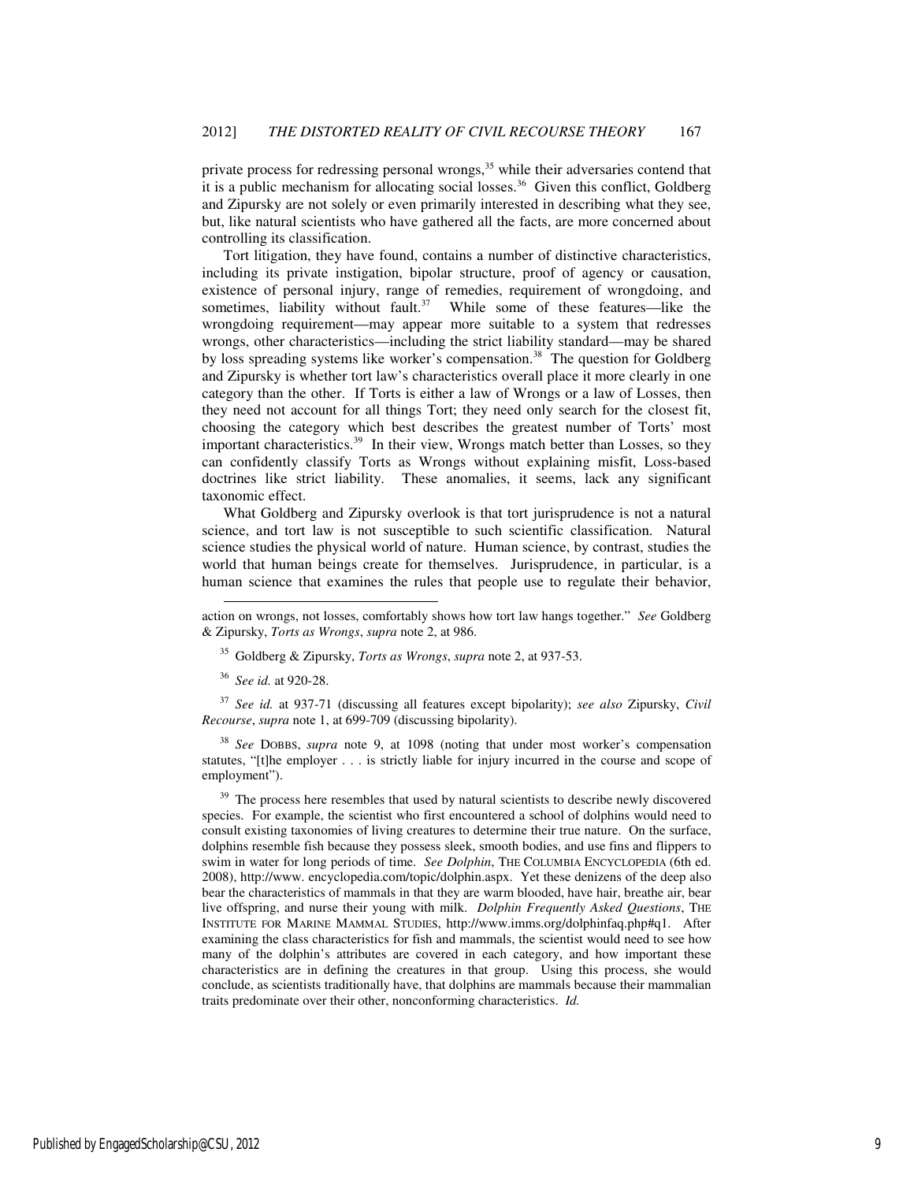private process for redressing personal wrongs,[35] while their adversaries contend that it is a public mechanism for allocating social losses.[36] Given this conflict, Goldberg and Zipursky are not solely or even primarily interested in describing what they see, but, like natural scientists who have gathered all the facts, are more concerned about controlling its classification.

Tort litigation, they have found, contains a number of distinctive characteristics, including its private instigation, bipolar structure, proof of agency or causation, existence of personal injury, range of remedies, requirement of wrongdoing, and sometimes, liability without fault.[37] While some of these features—like the wrongdoing requirement—may appear more suitable to a system that redresses wrongs, other characteristics—including the strict liability standard—may be shared by loss spreading systems like worker's compensation.[38] The question for Goldberg and Zipursky is whether tort law's characteristics overall place it more clearly in one category than the other. If Torts is either a law of Wrongs or a law of Losses, then they need not account for all things Tort; they need only search for the closest fit, choosing the category which best describes the greatest number of Torts' most important characteristics.[39] In their view, Wrongs match better than Losses, so they can confidently classify Torts as Wrongs without explaining misfit, Loss-based doctrines like strict liability. These anomalies, it seems, lack any significant taxonomic effect.

What Goldberg and Zipursky overlook is that tort jurisprudence is not a natural science, and tort law is not susceptible to such scientific classification. Natural science studies the physical world of nature. Human science, by contrast, studies the world that human beings create for themselves. Jurisprudence, in particular, is a human science that examines the rules that people use to regulate their behavior,

---

action on wrongs, not losses, comfortably shows how tort law hangs together." *See* Goldberg & Zipursky, *Torts as Wrongs*, *supra* note 2, at 986.

[35] Goldberg & Zipursky, *Torts as Wrongs*, *supra* note 2, at 937-53.

[36] *See id.* at 920-28.

[37] *See id.* at 937-71 (discussing all features except bipolarity); *see also* Zipursky, *Civil Recourse*, *supra* note 1, at 699-709 (discussing bipolarity).

[38] *See* DOBBS, *supra* note 9, at 1098 (noting that under most worker's compensation statutes, "[t]he employer . . . is strictly liable for injury incurred in the course and scope of employment").

[39] The process here resembles that used by natural scientists to describe newly discovered species. For example, the scientist who first encountered a school of dolphins would need to consult existing taxonomies of living creatures to determine their true nature. On the surface, dolphins resemble fish because they possess sleek, smooth bodies, and use fins and flippers to swim in water for long periods of time. *See Dolphin*, THE COLUMBIA ENCYCLOPEDIA (6th ed. 2008), http://www. encyclopedia.com/topic/dolphin.aspx. Yet these denizens of the deep also bear the characteristics of mammals in that they are warm blooded, have hair, breathe air, bear live offspring, and nurse their young with milk. *Dolphin Frequently Asked Questions*, THE INSTITUTE FOR MARINE MAMMAL STUDIES, http://www.imms.org/dolphinfaq.php#q1. After examining the class characteristics for fish and mammals, the scientist would need to see how many of the dolphin's attributes are covered in each category, and how important these characteristics are in defining the creatures in that group. Using this process, she would conclude, as scientists traditionally have, that dolphins are mammals because their mammalian traits predominate over their other, nonconforming characteristics. *Id.*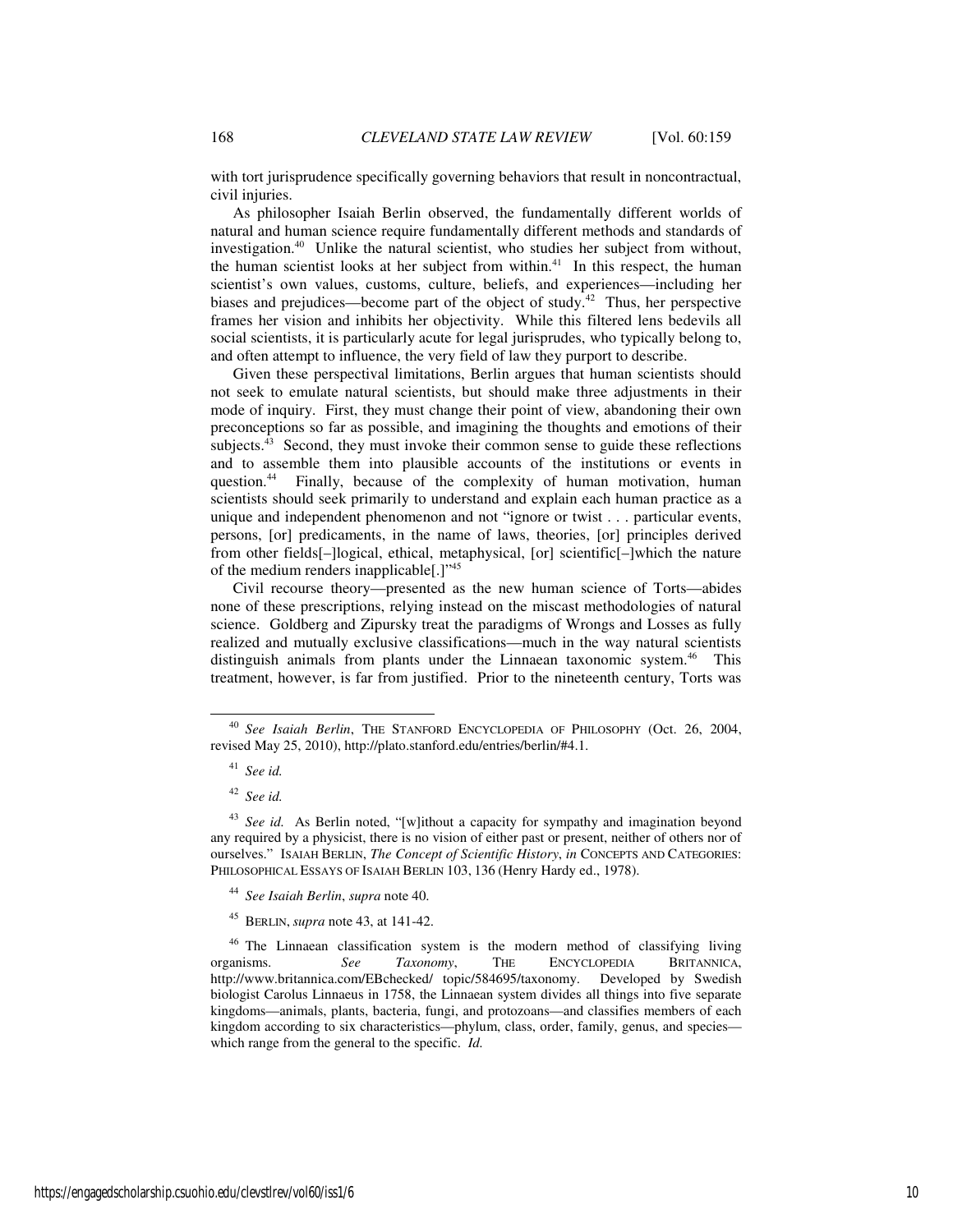with tort jurisprudence specifically governing behaviors that result in noncontractual, civil injuries.

As philosopher Isaiah Berlin observed, the fundamentally different worlds of natural and human science require fundamentally different methods and standards of investigation.[40] Unlike the natural scientist, who studies her subject from without, the human scientist looks at her subject from within.[41] In this respect, the human scientist's own values, customs, culture, beliefs, and experiences—including her biases and prejudices—become part of the object of study.[42] Thus, her perspective frames her vision and inhibits her objectivity. While this filtered lens bedevils all social scientists, it is particularly acute for legal jurisprudes, who typically belong to, and often attempt to influence, the very field of law they purport to describe.

Given these perspectival limitations, Berlin argues that human scientists should not seek to emulate natural scientists, but should make three adjustments in their mode of inquiry. First, they must change their point of view, abandoning their own preconceptions so far as possible, and imagining the thoughts and emotions of their subjects.[43] Second, they must invoke their common sense to guide these reflections and to assemble them into plausible accounts of the institutions or events in question.[44] Finally, because of the complexity of human motivation, human scientists should seek primarily to understand and explain each human practice as a unique and independent phenomenon and not "ignore or twist . . . particular events, persons, [or] predicaments, in the name of laws, theories, [or] principles derived from other fields[–]logical, ethical, metaphysical, [or] scientific[–]which the nature of the medium renders inapplicable[.]"[45]

Civil recourse theory—presented as the new human science of Torts—abides none of these prescriptions, relying instead on the miscast methodologies of natural science. Goldberg and Zipursky treat the paradigms of Wrongs and Losses as fully realized and mutually exclusive classifications—much in the way natural scientists distinguish animals from plants under the Linnaean taxonomic system.[46] This treatment, however, is far from justified. Prior to the nineteenth century, Torts was

---

[40] *See Isaiah Berlin*, THE STANFORD ENCYCLOPEDIA OF PHILOSOPHY (Oct. 26, 2004, revised May 25, 2010), http://plato.stanford.edu/entries/berlin/#4.1.

[41] *See id.*

[42] *See id.*

[43] *See id.* As Berlin noted, "[w]ithout a capacity for sympathy and imagination beyond any required by a physicist, there is no vision of either past or present, neither of others nor of ourselves." ISAIAH BERLIN, *The Concept of Scientific History*, *in* CONCEPTS AND CATEGORIES: PHILOSOPHICAL ESSAYS OF ISAIAH BERLIN 103, 136 (Henry Hardy ed., 1978).

[44] *See Isaiah Berlin*, *supra* note 40.

[45] BERLIN, *supra* note 43, at 141-42.

[46] The Linnaean classification system is the modern method of classifying living organisms. *See Taxonomy*, THE ENCYCLOPEDIA BRITANNICA, http://www.britannica.com/EBchecked/ topic/584695/taxonomy. Developed by Swedish biologist Carolus Linnaeus in 1758, the Linnaean system divides all things into five separate kingdoms—animals, plants, bacteria, fungi, and protozoans—and classifies members of each kingdom according to six characteristics—phylum, class, order, family, genus, and species—which range from the general to the specific. *Id.*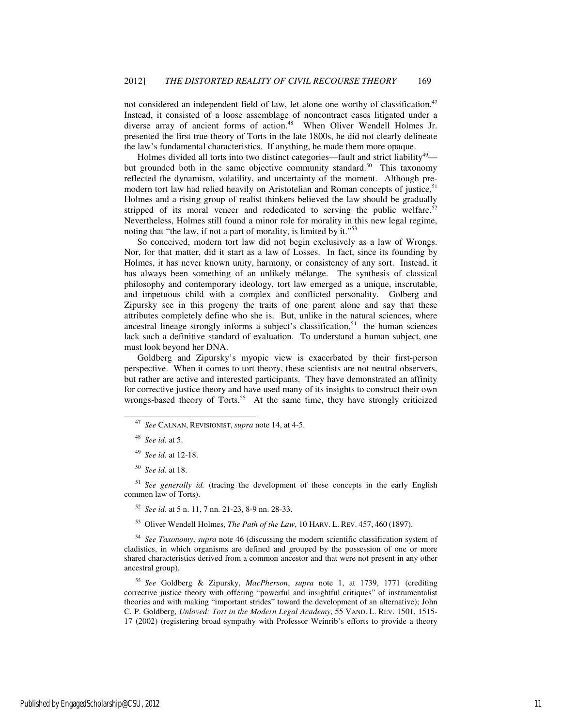not considered an independent field of law, let alone one worthy of classification.[47] Instead, it consisted of a loose assemblage of noncontract cases litigated under a diverse array of ancient forms of action.[48] When Oliver Wendell Holmes Jr. presented the first true theory of Torts in the late 1800s, he did not clearly delineate the law's fundamental characteristics. If anything, he made them more opaque.

Holmes divided all torts into two distinct categories—fault and strict liability[49]—but grounded both in the same objective community standard.[50] This taxonomy reflected the dynamism, volatility, and uncertainty of the moment. Although pre-modern tort law had relied heavily on Aristotelian and Roman concepts of justice,[51] Holmes and a rising group of realist thinkers believed the law should be gradually stripped of its moral veneer and rededicated to serving the public welfare.[52] Nevertheless, Holmes still found a minor role for morality in this new legal regime, noting that "the law, if not a part of morality, is limited by it."[53]

So conceived, modern tort law did not begin exclusively as a law of Wrongs. Nor, for that matter, did it start as a law of Losses. In fact, since its founding by Holmes, it has never known unity, harmony, or consistency of any sort. Instead, it has always been something of an unlikely mélange. The synthesis of classical philosophy and contemporary ideology, tort law emerged as a unique, inscrutable, and impetuous child with a complex and conflicted personality. Golberg and Zipursky see in this progeny the traits of one parent alone and say that these attributes completely define who she is. But, unlike in the natural sciences, where ancestral lineage strongly informs a subject's classification,[54] the human sciences lack such a definitive standard of evaluation. To understand a human subject, one must look beyond her DNA.

Goldberg and Zipursky's myopic view is exacerbated by their first-person perspective. When it comes to tort theory, these scientists are not neutral observers, but rather are active and interested participants. They have demonstrated an affinity for corrective justice theory and have used many of its insights to construct their own wrongs-based theory of Torts.[55] At the same time, they have strongly criticized

---

[47] *See* CALNAN, REVISIONIST, *supra* note 14, at 4-5.

[48] *See id.* at 5.

[49] *See id.* at 12-18.

[50] *See id.* at 18.

[51] *See generally id.* (tracing the development of these concepts in the early English common law of Torts).

[52] *See id.* at 5 n. 11, 7 nn. 21-23, 8-9 nn. 28-33.

[53] Oliver Wendell Holmes, *The Path of the Law*, 10 HARV. L. REV. 457, 460 (1897).

[54] *See Taxonomy*, *supra* note 46 (discussing the modern scientific classification system of cladistics, in which organisms are defined and grouped by the possession of one or more shared characteristics derived from a common ancestor and that were not present in any other ancestral group).

[55] *See* Goldberg & Zipursky, *MacPherson*, *supra* note 1, at 1739, 1771 (crediting corrective justice theory with offering "powerful and insightful critiques" of instrumentalist theories and with making "important strides" toward the development of an alternative); John C. P. Goldberg, *Unloved: Tort in the Modern Legal Academy*, 55 VAND. L. REV. 1501, 1515-17 (2002) (registering broad sympathy with Professor Weinrib's efforts to provide a theory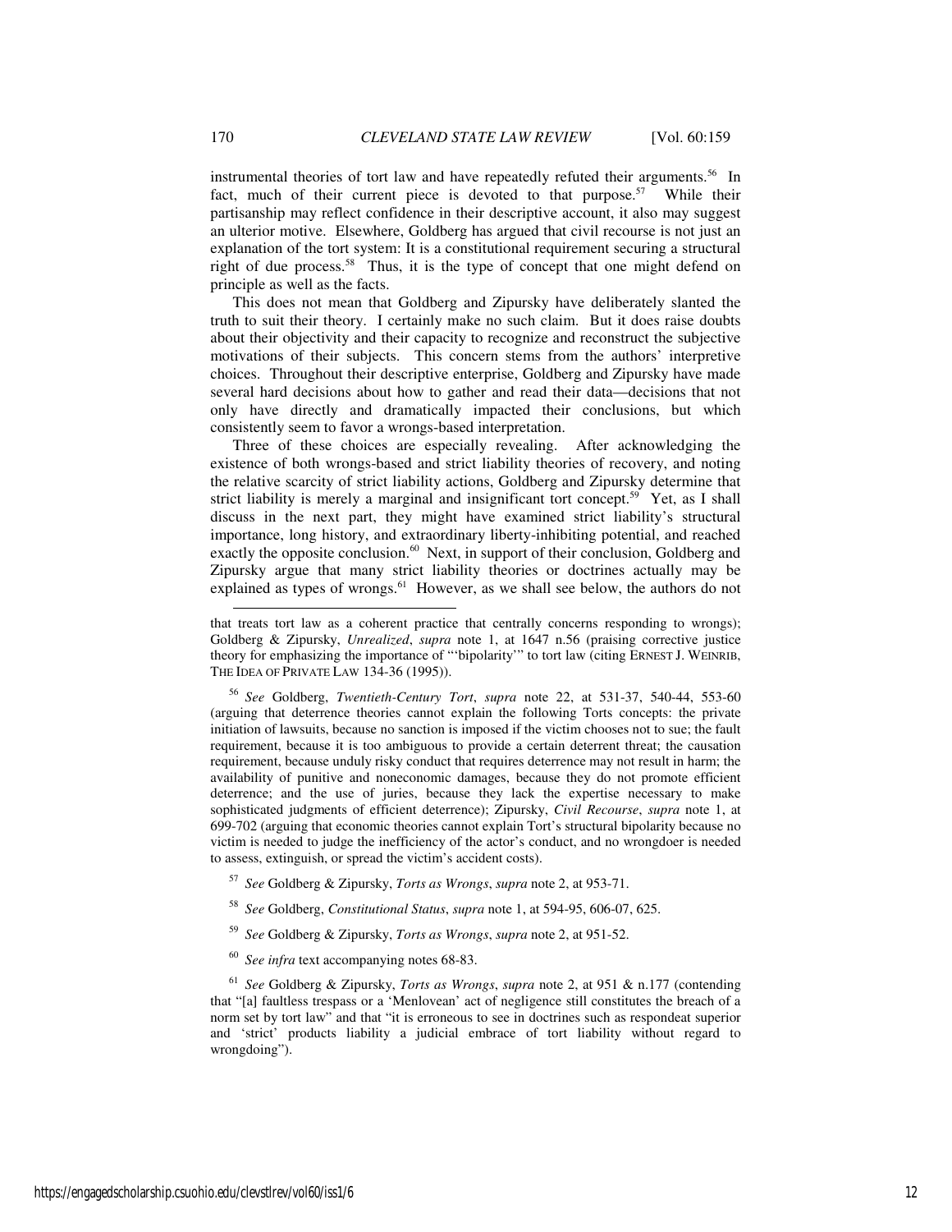instrumental theories of tort law and have repeatedly refuted their arguments.[56] In fact, much of their current piece is devoted to that purpose.[57] While their partisanship may reflect confidence in their descriptive account, it also may suggest an ulterior motive. Elsewhere, Goldberg has argued that civil recourse is not just an explanation of the tort system: It is a constitutional requirement securing a structural right of due process.[58] Thus, it is the type of concept that one might defend on principle as well as the facts.

This does not mean that Goldberg and Zipursky have deliberately slanted the truth to suit their theory. I certainly make no such claim. But it does raise doubts about their objectivity and their capacity to recognize and reconstruct the subjective motivations of their subjects. This concern stems from the authors' interpretive choices. Throughout their descriptive enterprise, Goldberg and Zipursky have made several hard decisions about how to gather and read their data—decisions that not only have directly and dramatically impacted their conclusions, but which consistently seem to favor a wrongs-based interpretation.

Three of these choices are especially revealing. After acknowledging the existence of both wrongs-based and strict liability theories of recovery, and noting the relative scarcity of strict liability actions, Goldberg and Zipursky determine that strict liability is merely a marginal and insignificant tort concept.[59] Yet, as I shall discuss in the next part, they might have examined strict liability's structural importance, long history, and extraordinary liberty-inhibiting potential, and reached exactly the opposite conclusion.[60] Next, in support of their conclusion, Goldberg and Zipursky argue that many strict liability theories or doctrines actually may be explained as types of wrongs.[61] However, as we shall see below, the authors do not

---

that treats tort law as a coherent practice that centrally concerns responding to wrongs); Goldberg & Zipursky, *Unrealized*, *supra* note 1, at 1647 n.56 (praising corrective justice theory for emphasizing the importance of "'bipolarity'" to tort law (citing ERNEST J. WEINRIB, THE IDEA OF PRIVATE LAW 134-36 (1995)).

[56] *See* Goldberg, *Twentieth-Century Tort*, *supra* note 22, at 531-37, 540-44, 553-60 (arguing that deterrence theories cannot explain the following Torts concepts: the private initiation of lawsuits, because no sanction is imposed if the victim chooses not to sue; the fault requirement, because it is too ambiguous to provide a certain deterrent threat; the causation requirement, because unduly risky conduct that requires deterrence may not result in harm; the availability of punitive and noneconomic damages, because they do not promote efficient deterrence; and the use of juries, because they lack the expertise necessary to make sophisticated judgments of efficient deterrence); Zipursky, *Civil Recourse*, *supra* note 1, at 699-702 (arguing that economic theories cannot explain Tort's structural bipolarity because no victim is needed to judge the inefficiency of the actor's conduct, and no wrongdoer is needed to assess, extinguish, or spread the victim's accident costs).

[57] *See* Goldberg & Zipursky, *Torts as Wrongs*, *supra* note 2, at 953-71.

[58] *See* Goldberg, *Constitutional Status*, *supra* note 1, at 594-95, 606-07, 625.

[59] *See* Goldberg & Zipursky, *Torts as Wrongs*, *supra* note 2, at 951-52.

[60] *See infra* text accompanying notes 68-83.

[61] *See* Goldberg & Zipursky, *Torts as Wrongs*, *supra* note 2, at 951 & n.177 (contending that "[a] faultless trespass or a 'Menlovean' act of negligence still constitutes the breach of a norm set by tort law" and that "it is erroneous to see in doctrines such as respondeat superior and 'strict' products liability a judicial embrace of tort liability without regard to wrongdoing").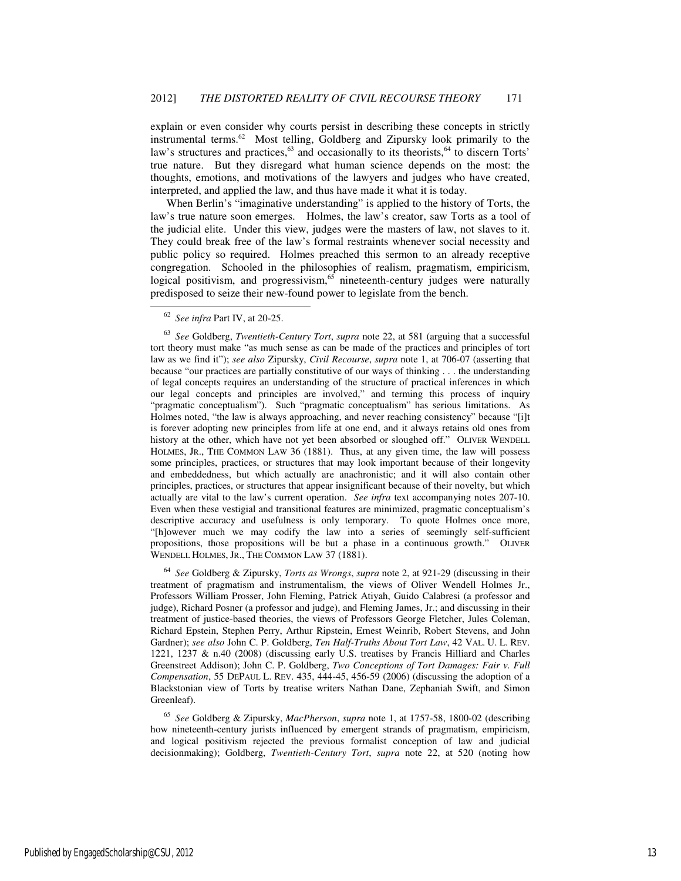explain or even consider why courts persist in describing these concepts in strictly instrumental terms.[62] Most telling, Goldberg and Zipursky look primarily to the law's structures and practices,[63] and occasionally to its theorists,[64] to discern Torts' true nature. But they disregard what human science depends on the most: the thoughts, emotions, and motivations of the lawyers and judges who have created, interpreted, and applied the law, and thus have made it what it is today.

When Berlin's "imaginative understanding" is applied to the history of Torts, the law's true nature soon emerges. Holmes, the law's creator, saw Torts as a tool of the judicial elite. Under this view, judges were the masters of law, not slaves to it. They could break free of the law's formal restraints whenever social necessity and public policy so required. Holmes preached this sermon to an already receptive congregation. Schooled in the philosophies of realism, pragmatism, empiricism, logical positivism, and progressivism,[65] nineteenth-century judges were naturally predisposed to seize their new-found power to legislate from the bench.

---

[62] *See infra* Part IV, at 20-25.

[63] *See* Goldberg, *Twentieth-Century Tort*, *supra* note 22, at 581 (arguing that a successful tort theory must make "as much sense as can be made of the practices and principles of tort law as we find it"); *see also* Zipursky, *Civil Recourse*, *supra* note 1, at 706-07 (asserting that because "our practices are partially constitutive of our ways of thinking . . . the understanding of legal concepts requires an understanding of the structure of practical inferences in which our legal concepts and principles are involved," and terming this process of inquiry "pragmatic conceptualism"). Such "pragmatic conceptualism" has serious limitations. As Holmes noted, "the law is always approaching, and never reaching consistency" because "[i]t is forever adopting new principles from life at one end, and it always retains old ones from history at the other, which have not yet been absorbed or sloughed off." OLIVER WENDELL HOLMES, JR., THE COMMON LAW 36 (1881). Thus, at any given time, the law will possess some principles, practices, or structures that may look important because of their longevity and embeddedness, but which actually are anachronistic; and it will also contain other principles, practices, or structures that appear insignificant because of their novelty, but which actually are vital to the law's current operation. *See infra* text accompanying notes 207-10. Even when these vestigial and transitional features are minimized, pragmatic conceptualism's descriptive accuracy and usefulness is only temporary. To quote Holmes once more, "[h]owever much we may codify the law into a series of seemingly self-sufficient propositions, those propositions will be but a phase in a continuous growth." OLIVER WENDELL HOLMES, JR., THE COMMON LAW 37 (1881).

[64] *See* Goldberg & Zipursky, *Torts as Wrongs*, *supra* note 2, at 921-29 (discussing in their treatment of pragmatism and instrumentalism, the views of Oliver Wendell Holmes Jr., Professors William Prosser, John Fleming, Patrick Atiyah, Guido Calabresi (a professor and judge), Richard Posner (a professor and judge), and Fleming James, Jr.; and discussing in their treatment of justice-based theories, the views of Professors George Fletcher, Jules Coleman, Richard Epstein, Stephen Perry, Arthur Ripstein, Ernest Weinrib, Robert Stevens, and John Gardner); *see also* John C. P. Goldberg, *Ten Half-Truths About Tort Law*, 42 VAL. U. L. REV. 1221, 1237 & n.40 (2008) (discussing early U.S. treatises by Francis Hilliard and Charles Greenstreet Addison); John C. P. Goldberg, *Two Conceptions of Tort Damages: Fair v. Full Compensation*, 55 DEPAUL L. REV. 435, 444-45, 456-59 (2006) (discussing the adoption of a Blackstonian view of Torts by treatise writers Nathan Dane, Zephaniah Swift, and Simon Greenleaf).

[65] *See* Goldberg & Zipursky, *MacPherson*, *supra* note 1, at 1757-58, 1800-02 (describing how nineteenth-century jurists influenced by emergent strands of pragmatism, empiricism, and logical positivism rejected the previous formalist conception of law and judicial decisionmaking); Goldberg, *Twentieth-Century Tort*, *supra* note 22, at 520 (noting how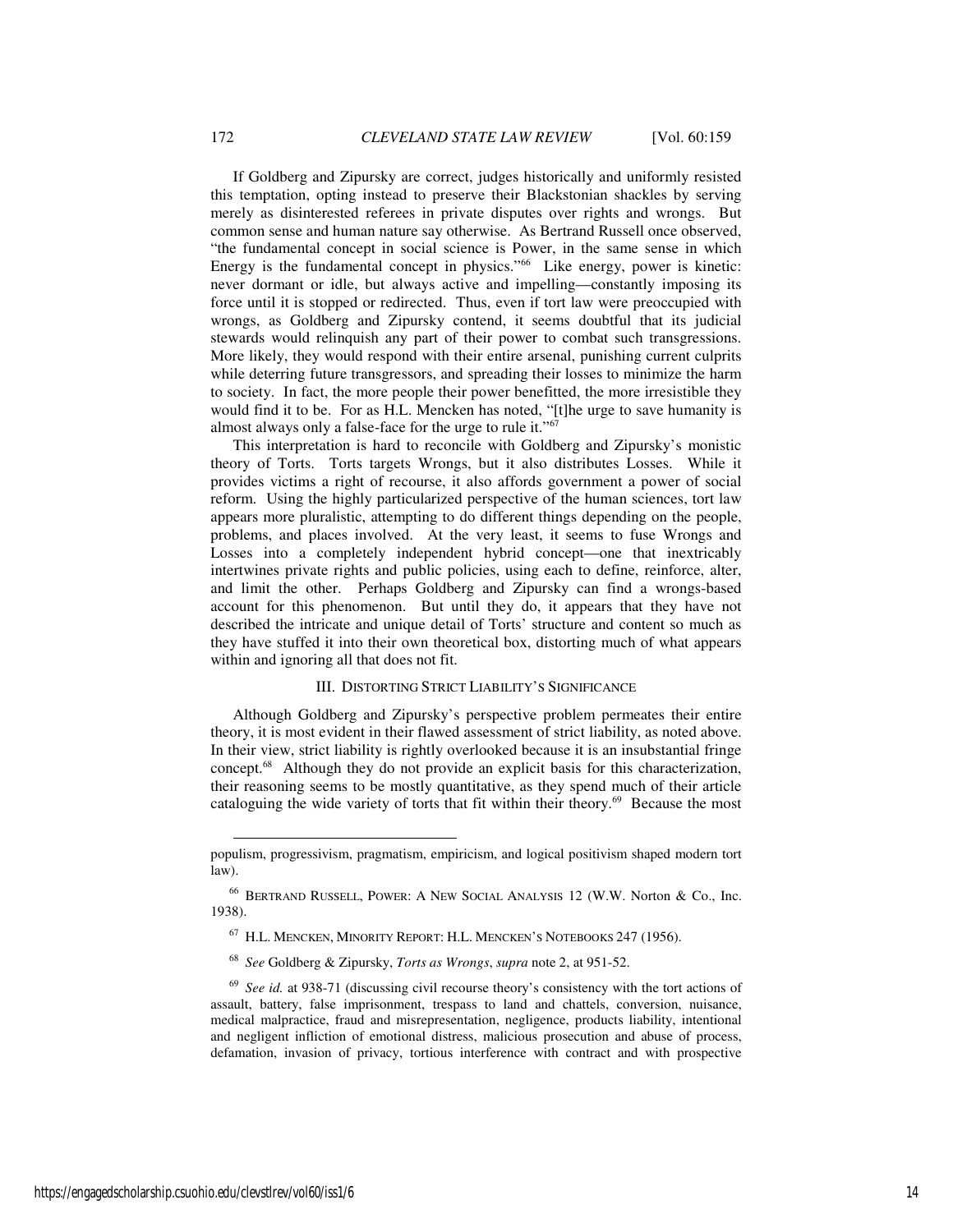If Goldberg and Zipursky are correct, judges historically and uniformly resisted this temptation, opting instead to preserve their Blackstonian shackles by serving merely as disinterested referees in private disputes over rights and wrongs. But common sense and human nature say otherwise. As Bertrand Russell once observed, "the fundamental concept in social science is Power, in the same sense in which Energy is the fundamental concept in physics."[66] Like energy, power is kinetic: never dormant or idle, but always active and impelling—constantly imposing its force until it is stopped or redirected. Thus, even if tort law were preoccupied with wrongs, as Goldberg and Zipursky contend, it seems doubtful that its judicial stewards would relinquish any part of their power to combat such transgressions. More likely, they would respond with their entire arsenal, punishing current culprits while deterring future transgressors, and spreading their losses to minimize the harm to society. In fact, the more people their power benefitted, the more irresistible they would find it to be. For as H.L. Mencken has noted, "[t]he urge to save humanity is almost always only a false-face for the urge to rule it."[67]

This interpretation is hard to reconcile with Goldberg and Zipursky's monistic theory of Torts. Torts targets Wrongs, but it also distributes Losses. While it provides victims a right of recourse, it also affords government a power of social reform. Using the highly particularized perspective of the human sciences, tort law appears more pluralistic, attempting to do different things depending on the people, problems, and places involved. At the very least, it seems to fuse Wrongs and Losses into a completely independent hybrid concept—one that inextricably intertwines private rights and public policies, using each to define, reinforce, alter, and limit the other. Perhaps Goldberg and Zipursky can find a wrongs-based account for this phenomenon. But until they do, it appears that they have not described the intricate and unique detail of Torts' structure and content so much as they have stuffed it into their own theoretical box, distorting much of what appears within and ignoring all that does not fit.

## III. DISTORTING STRICT LIABILITY'S SIGNIFICANCE

Although Goldberg and Zipursky's perspective problem permeates their entire theory, it is most evident in their flawed assessment of strict liability, as noted above. In their view, strict liability is rightly overlooked because it is an insubstantial fringe concept.[68] Although they do not provide an explicit basis for this characterization, their reasoning seems to be mostly quantitative, as they spend much of their article cataloguing the wide variety of torts that fit within their theory.[69] Because the most

---

populism, progressivism, pragmatism, empiricism, and logical positivism shaped modern tort law).

[66] BERTRAND RUSSELL, POWER: A NEW SOCIAL ANALYSIS 12 (W.W. Norton & Co., Inc. 1938).

[67] H.L. MENCKEN, MINORITY REPORT: H.L. MENCKEN'S NOTEBOOKS 247 (1956).

[68] *See* Goldberg & Zipursky, *Torts as Wrongs*, *supra* note 2, at 951-52.

[69] *See id.* at 938-71 (discussing civil recourse theory's consistency with the tort actions of assault, battery, false imprisonment, trespass to land and chattels, conversion, nuisance, medical malpractice, fraud and misrepresentation, negligence, products liability, intentional and negligent infliction of emotional distress, malicious prosecution and abuse of process, defamation, invasion of privacy, tortious interference with contract and with prospective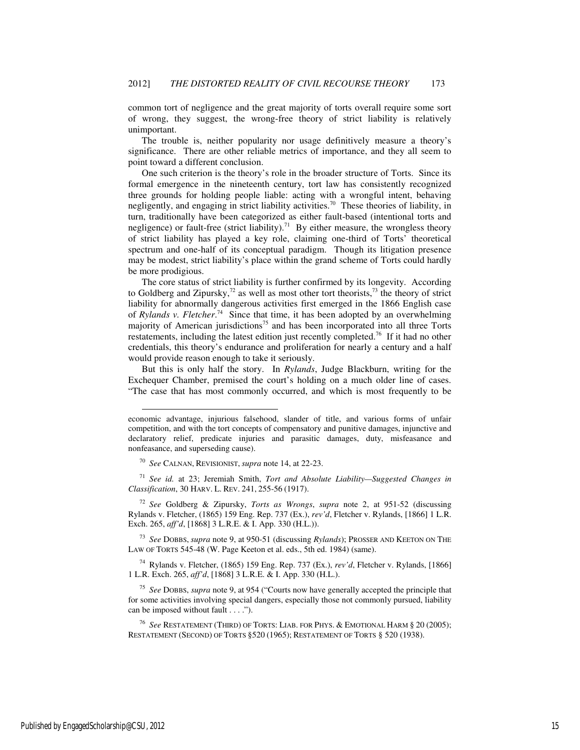common tort of negligence and the great majority of torts overall require some sort of wrong, they suggest, the wrong-free theory of strict liability is relatively unimportant.

The trouble is, neither popularity nor usage definitively measure a theory's significance. There are other reliable metrics of importance, and they all seem to point toward a different conclusion.

One such criterion is the theory's role in the broader structure of Torts. Since its formal emergence in the nineteenth century, tort law has consistently recognized three grounds for holding people liable: acting with a wrongful intent, behaving negligently, and engaging in strict liability activities.[70] These theories of liability, in turn, traditionally have been categorized as either fault-based (intentional torts and negligence) or fault-free (strict liability).[71] By either measure, the wrongless theory of strict liability has played a key role, claiming one-third of Torts' theoretical spectrum and one-half of its conceptual paradigm. Though its litigation presence may be modest, strict liability's place within the grand scheme of Torts could hardly be more prodigious.

The core status of strict liability is further confirmed by its longevity. According to Goldberg and Zipursky,[72] as well as most other tort theorists,[73] the theory of strict liability for abnormally dangerous activities first emerged in the 1866 English case of *Rylands v. Fletcher*.[74] Since that time, it has been adopted by an overwhelming majority of American jurisdictions[75] and has been incorporated into all three Torts restatements, including the latest edition just recently completed.[76] If it had no other credentials, this theory's endurance and proliferation for nearly a century and a half would provide reason enough to take it seriously.

But this is only half the story. In *Rylands*, Judge Blackburn, writing for the Exchequer Chamber, premised the court's holding on a much older line of cases. "The case that has most commonly occurred, and which is most frequently to be

---

economic advantage, injurious falsehood, slander of title, and various forms of unfair competition, and with the tort concepts of compensatory and punitive damages, injunctive and declaratory relief, predicate injuries and parasitic damages, duty, misfeasance and nonfeasance, and superseding cause).

[70] *See* CALNAN, REVISIONIST, *supra* note 14, at 22-23.

[71] *See id.* at 23; Jeremiah Smith, *Tort and Absolute Liability—Suggested Changes in Classification*, 30 HARV. L. REV. 241, 255-56 (1917).

[72] *See* Goldberg & Zipursky, *Torts as Wrongs*, *supra* note 2, at 951-52 (discussing Rylands v. Fletcher, (1865) 159 Eng. Rep. 737 (Ex.), *rev'd*, Fletcher v. Rylands, [1866] 1 L.R. Exch. 265, *aff'd*, [1868] 3 L.R.E. & I. App. 330 (H.L.)).

[73] *See* DOBBS, *supra* note 9, at 950-51 (discussing *Rylands*); PROSSER AND KEETON ON THE LAW OF TORTS 545-48 (W. Page Keeton et al. eds., 5th ed. 1984) (same).

[74] Rylands v. Fletcher, (1865) 159 Eng. Rep. 737 (Ex.), *rev'd*, Fletcher v. Rylands, [1866] 1 L.R. Exch. 265, *aff'd*, [1868] 3 L.R.E. & I. App. 330 (H.L.).

[75] *See* DOBBS, *supra* note 9, at 954 ("Courts now have generally accepted the principle that for some activities involving special dangers, especially those not commonly pursued, liability can be imposed without fault . . . .").

[76] *See* RESTATEMENT (THIRD) OF TORTS: LIAB. FOR PHYS. & EMOTIONAL HARM § 20 (2005); RESTATEMENT (SECOND) OF TORTS §520 (1965); RESTATEMENT OF TORTS § 520 (1938).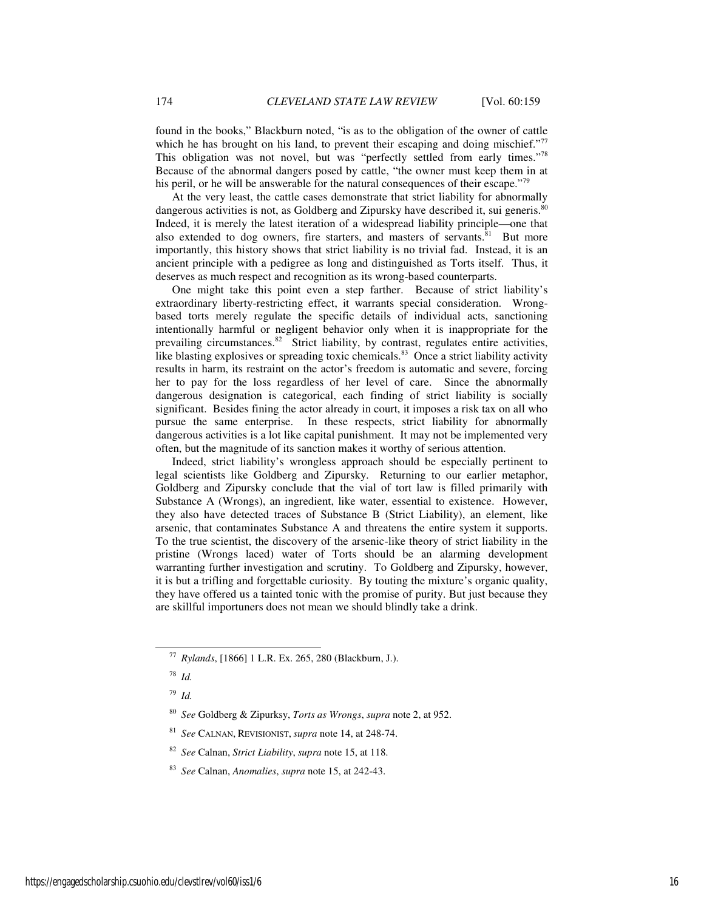found in the books," Blackburn noted, "is as to the obligation of the owner of cattle which he has brought on his land, to prevent their escaping and doing mischief."[77] This obligation was not novel, but was "perfectly settled from early times."[78] Because of the abnormal dangers posed by cattle, "the owner must keep them in at his peril, or he will be answerable for the natural consequences of their escape."[79]

At the very least, the cattle cases demonstrate that strict liability for abnormally dangerous activities is not, as Goldberg and Zipursky have described it, sui generis.[80] Indeed, it is merely the latest iteration of a widespread liability principle—one that also extended to dog owners, fire starters, and masters of servants.[81] But more importantly, this history shows that strict liability is no trivial fad. Instead, it is an ancient principle with a pedigree as long and distinguished as Torts itself. Thus, it deserves as much respect and recognition as its wrong-based counterparts.

One might take this point even a step farther. Because of strict liability's extraordinary liberty-restricting effect, it warrants special consideration. Wrong-based torts merely regulate the specific details of individual acts, sanctioning intentionally harmful or negligent behavior only when it is inappropriate for the prevailing circumstances.[82] Strict liability, by contrast, regulates entire activities, like blasting explosives or spreading toxic chemicals.[83] Once a strict liability activity results in harm, its restraint on the actor's freedom is automatic and severe, forcing her to pay for the loss regardless of her level of care. Since the abnormally dangerous designation is categorical, each finding of strict liability is socially significant. Besides fining the actor already in court, it imposes a risk tax on all who pursue the same enterprise. In these respects, strict liability for abnormally dangerous activities is a lot like capital punishment. It may not be implemented very often, but the magnitude of its sanction makes it worthy of serious attention.

Indeed, strict liability's wrongless approach should be especially pertinent to legal scientists like Goldberg and Zipursky. Returning to our earlier metaphor, Goldberg and Zipursky conclude that the vial of tort law is filled primarily with Substance A (Wrongs), an ingredient, like water, essential to existence. However, they also have detected traces of Substance B (Strict Liability), an element, like arsenic, that contaminates Substance A and threatens the entire system it supports. To the true scientist, the discovery of the arsenic-like theory of strict liability in the pristine (Wrongs laced) water of Torts should be an alarming development warranting further investigation and scrutiny. To Goldberg and Zipursky, however, it is but a trifling and forgettable curiosity. By touting the mixture's organic quality, they have offered us a tainted tonic with the promise of purity. But just because they are skillful importuners does not mean we should blindly take a drink.

---

[77] *Rylands*, [1866] 1 L.R. Ex. 265, 280 (Blackburn, J.).

[78] *Id.*

[79] *Id.*

[80] *See* Goldberg & Zipurksy, *Torts as Wrongs*, *supra* note 2, at 952.

[81] *See* CALNAN, REVISIONIST, *supra* note 14, at 248-74.

[82] *See* Calnan, *Strict Liability*, *supra* note 15, at 118.

[83] *See* Calnan, *Anomalies*, *supra* note 15, at 242-43.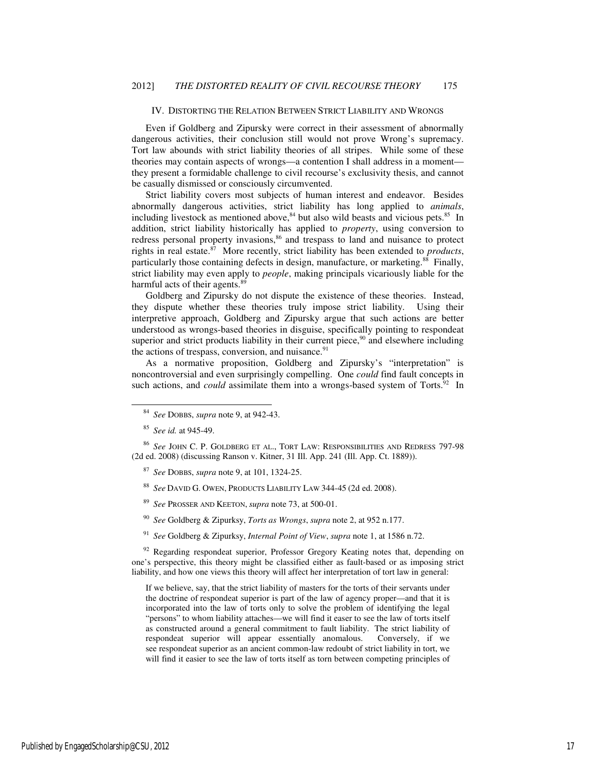## IV. Distorting the Relation Between Strict Liability and Wrongs

Even if Goldberg and Zipursky were correct in their assessment of abnormally dangerous activities, their conclusion still would not prove Wrong's supremacy. Tort law abounds with strict liability theories of all stripes. While some of these theories may contain aspects of wrongs—a contention I shall address in a moment—they present a formidable challenge to civil recourse's exclusivity thesis, and cannot be casually dismissed or consciously circumvented.

Strict liability covers most subjects of human interest and endeavor. Besides abnormally dangerous activities, strict liability has long applied to *animals*, including livestock as mentioned above,[84] but also wild beasts and vicious pets.[85] In addition, strict liability historically has applied to *property*, using conversion to redress personal property invasions,[86] and trespass to land and nuisance to protect rights in real estate.[87] More recently, strict liability has been extended to *products*, particularly those containing defects in design, manufacture, or marketing.[88] Finally, strict liability may even apply to *people*, making principals vicariously liable for the harmful acts of their agents.[89]

Goldberg and Zipursky do not dispute the existence of these theories. Instead, they dispute whether these theories truly impose strict liability. Using their interpretive approach, Goldberg and Zipursky argue that such actions are better understood as wrongs-based theories in disguise, specifically pointing to respondeat superior and strict products liability in their current piece,[90] and elsewhere including the actions of trespass, conversion, and nuisance.[91]

As a normative proposition, Goldberg and Zipursky's "interpretation" is noncontroversial and even surprisingly compelling. One *could* find fault concepts in such actions, and *could* assimilate them into a wrongs-based system of Torts.[92] In

---

[84] *See* Dobbs, *supra* note 9, at 942-43.

[85] *See id.* at 945-49.

[86] *See* John C. P. Goldberg et al., Tort Law: Responsibilities and Redress 797-98 (2d ed. 2008) (discussing Ranson v. Kitner, 31 Ill. App. 241 (Ill. App. Ct. 1889)).

[87] *See* Dobbs, *supra* note 9, at 101, 1324-25.

[88] *See* David G. Owen, Products Liability Law 344-45 (2d ed. 2008).

[89] *See* Prosser and Keeton, *supra* note 73, at 500-01.

[90] *See* Goldberg & Zipurksy, *Torts as Wrongs*, *supra* note 2, at 952 n.177.

[91] *See* Goldberg & Zipurksy, *Internal Point of View*, *supra* note 1, at 1586 n.72.

[92] Regarding respondeat superior, Professor Gregory Keating notes that, depending on one's perspective, this theory might be classified either as fault-based or as imposing strict liability, and how one views this theory will affect her interpretation of tort law in general:

> If we believe, say, that the strict liability of masters for the torts of their servants under the doctrine of respondeat superior is part of the law of agency proper—and that it is incorporated into the law of torts only to solve the problem of identifying the legal "persons" to whom liability attaches—we will find it easer to see the law of torts itself as constructed around a general commitment to fault liability. The strict liability of respondeat superior will appear essentially anomalous. Conversely, if we see respondeat superior as an ancient common-law redoubt of strict liability in tort, we will find it easier to see the law of torts itself as torn between competing principles of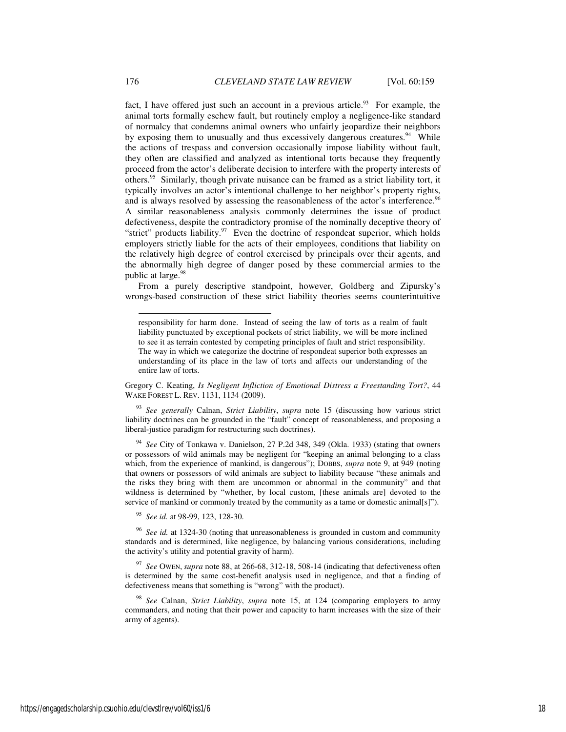fact, I have offered just such an account in a previous article.[93] For example, the animal torts formally eschew fault, but routinely employ a negligence-like standard of normalcy that condemns animal owners who unfairly jeopardize their neighbors by exposing them to unusually and thus excessively dangerous creatures.[94] While the actions of trespass and conversion occasionally impose liability without fault, they often are classified and analyzed as intentional torts because they frequently proceed from the actor's deliberate decision to interfere with the property interests of others.[95] Similarly, though private nuisance can be framed as a strict liability tort, it typically involves an actor's intentional challenge to her neighbor's property rights, and is always resolved by assessing the reasonableness of the actor's interference.[96] A similar reasonableness analysis commonly determines the issue of product defectiveness, despite the contradictory promise of the nominally deceptive theory of "strict" products liability.[97] Even the doctrine of respondeat superior, which holds employers strictly liable for the acts of their employees, conditions that liability on the relatively high degree of control exercised by principals over their agents, and the abnormally high degree of danger posed by these commercial armies to the public at large.[98]

From a purely descriptive standpoint, however, Goldberg and Zipursky's wrongs-based construction of these strict liability theories seems counterintuitive

---

responsibility for harm done. Instead of seeing the law of torts as a realm of fault liability punctuated by exceptional pockets of strict liability, we will be more inclined to see it as terrain contested by competing principles of fault and strict responsibility. The way in which we categorize the doctrine of respondeat superior both expresses an understanding of its place in the law of torts and affects our understanding of the entire law of torts.

Gregory C. Keating, *Is Negligent Infliction of Emotional Distress a Freestanding Tort?*, 44 WAKE FOREST L. REV. 1131, 1134 (2009).

[93] *See generally* Calnan, *Strict Liability*, *supra* note 15 (discussing how various strict liability doctrines can be grounded in the "fault" concept of reasonableness, and proposing a liberal-justice paradigm for restructuring such doctrines).

[94] *See* City of Tonkawa v. Danielson, 27 P.2d 348, 349 (Okla. 1933) (stating that owners or possessors of wild animals may be negligent for "keeping an animal belonging to a class which, from the experience of mankind, is dangerous"); DOBBS, *supra* note 9, at 949 (noting that owners or possessors of wild animals are subject to liability because "these animals and the risks they bring with them are uncommon or abnormal in the community" and that wildness is determined by "whether, by local custom, [these animals are] devoted to the service of mankind or commonly treated by the community as a tame or domestic animal[s]").

[95] *See id.* at 98-99, 123, 128-30.

[96] *See id.* at 1324-30 (noting that unreasonableness is grounded in custom and community standards and is determined, like negligence, by balancing various considerations, including the activity's utility and potential gravity of harm).

[97] *See* OWEN, *supra* note 88, at 266-68, 312-18, 508-14 (indicating that defectiveness often is determined by the same cost-benefit analysis used in negligence, and that a finding of defectiveness means that something is "wrong" with the product).

[98] *See* Calnan, *Strict Liability*, *supra* note 15, at 124 (comparing employers to army commanders, and noting that their power and capacity to harm increases with the size of their army of agents).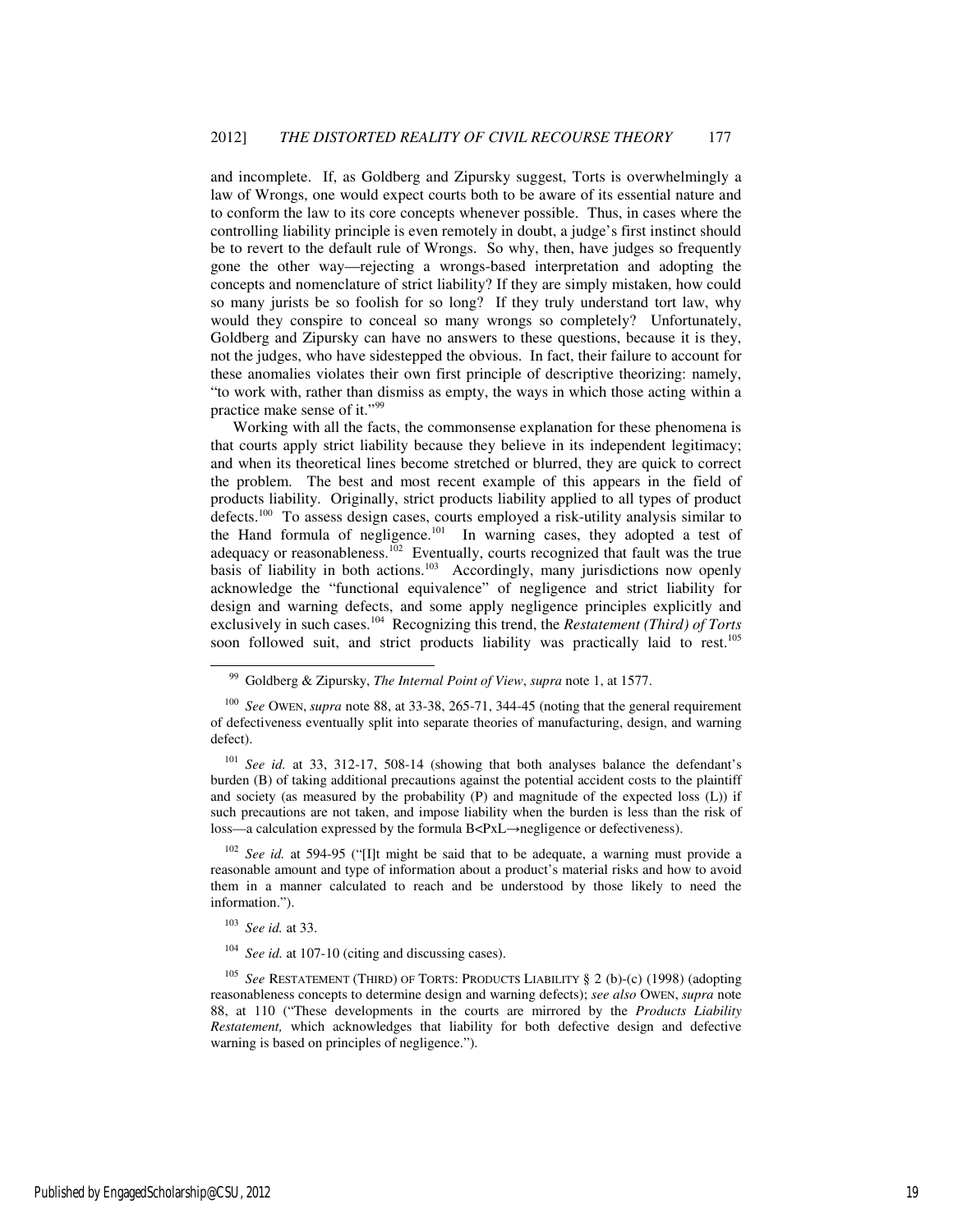and incomplete. If, as Goldberg and Zipursky suggest, Torts is overwhelmingly a law of Wrongs, one would expect courts both to be aware of its essential nature and to conform the law to its core concepts whenever possible. Thus, in cases where the controlling liability principle is even remotely in doubt, a judge's first instinct should be to revert to the default rule of Wrongs. So why, then, have judges so frequently gone the other way—rejecting a wrongs-based interpretation and adopting the concepts and nomenclature of strict liability? If they are simply mistaken, how could so many jurists be so foolish for so long? If they truly understand tort law, why would they conspire to conceal so many wrongs so completely? Unfortunately, Goldberg and Zipursky can have no answers to these questions, because it is they, not the judges, who have sidestepped the obvious. In fact, their failure to account for these anomalies violates their own first principle of descriptive theorizing: namely, "to work with, rather than dismiss as empty, the ways in which those acting within a practice make sense of it."[99]

Working with all the facts, the commonsense explanation for these phenomena is that courts apply strict liability because they believe in its independent legitimacy; and when its theoretical lines become stretched or blurred, they are quick to correct the problem. The best and most recent example of this appears in the field of products liability. Originally, strict products liability applied to all types of product defects.[100] To assess design cases, courts employed a risk-utility analysis similar to the Hand formula of negligence.[101] In warning cases, they adopted a test of adequacy or reasonableness.[102] Eventually, courts recognized that fault was the true basis of liability in both actions.[103] Accordingly, many jurisdictions now openly acknowledge the "functional equivalence" of negligence and strict liability for design and warning defects, and some apply negligence principles explicitly and exclusively in such cases.[104] Recognizing this trend, the *Restatement (Third) of Torts* soon followed suit, and strict products liability was practically laid to rest.[105]

---

[99] Goldberg & Zipursky, *The Internal Point of View*, *supra* note 1, at 1577.

[100] *See* OWEN, *supra* note 88, at 33-38, 265-71, 344-45 (noting that the general requirement of defectiveness eventually split into separate theories of manufacturing, design, and warning defect).

[101] *See id.* at 33, 312-17, 508-14 (showing that both analyses balance the defendant's burden (B) of taking additional precautions against the potential accident costs to the plaintiff and society (as measured by the probability (P) and magnitude of the expected loss (L)) if such precautions are not taken, and impose liability when the burden is less than the risk of loss—a calculation expressed by the formula $B<PxL \rightarrow$negligence or defectiveness).

[102] *See id.* at 594-95 ("[I]t might be said that to be adequate, a warning must provide a reasonable amount and type of information about a product's material risks and how to avoid them in a manner calculated to reach and be understood by those likely to need the information.").

[103] *See id.* at 33.

[104] *See id.* at 107-10 (citing and discussing cases).

[105] *See* RESTATEMENT (THIRD) OF TORTS: PRODUCTS LIABILITY § 2 (b)-(c) (1998) (adopting reasonableness concepts to determine design and warning defects); *see also* OWEN, *supra* note 88, at 110 ("These developments in the courts are mirrored by the *Products Liability Restatement,* which acknowledges that liability for both defective design and defective warning is based on principles of negligence.").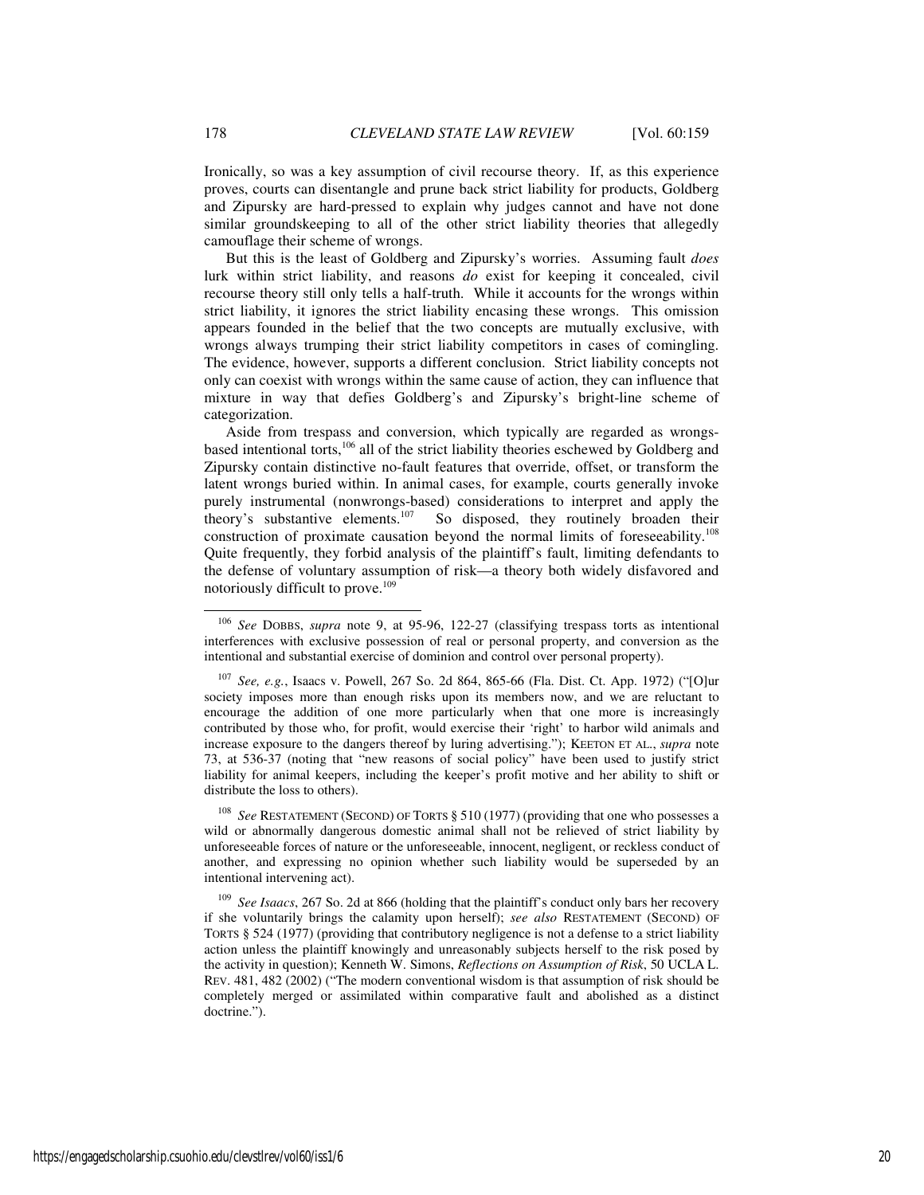Ironically, so was a key assumption of civil recourse theory. If, as this experience proves, courts can disentangle and prune back strict liability for products, Goldberg and Zipursky are hard-pressed to explain why judges cannot and have not done similar groundskeeping to all of the other strict liability theories that allegedly camouflage their scheme of wrongs.

But this is the least of Goldberg and Zipursky's worries. Assuming fault *does* lurk within strict liability, and reasons *do* exist for keeping it concealed, civil recourse theory still only tells a half-truth. While it accounts for the wrongs within strict liability, it ignores the strict liability encasing these wrongs. This omission appears founded in the belief that the two concepts are mutually exclusive, with wrongs always trumping their strict liability competitors in cases of comingling. The evidence, however, supports a different conclusion. Strict liability concepts not only can coexist with wrongs within the same cause of action, they can influence that mixture in way that defies Goldberg's and Zipursky's bright-line scheme of categorization.

Aside from trespass and conversion, which typically are regarded as wrongs-based intentional torts,[106] all of the strict liability theories eschewed by Goldberg and Zipursky contain distinctive no-fault features that override, offset, or transform the latent wrongs buried within. In animal cases, for example, courts generally invoke purely instrumental (nonwrongs-based) considerations to interpret and apply the theory's substantive elements.[107] So disposed, they routinely broaden their construction of proximate causation beyond the normal limits of foreseeability.[108] Quite frequently, they forbid analysis of the plaintiff's fault, limiting defendants to the defense of voluntary assumption of risk—a theory both widely disfavored and notoriously difficult to prove.[109]

---

[106] *See* DOBBS, *supra* note 9, at 95-96, 122-27 (classifying trespass torts as intentional interferences with exclusive possession of real or personal property, and conversion as the intentional and substantial exercise of dominion and control over personal property).

[107] *See, e.g.*, Isaacs v. Powell, 267 So. 2d 864, 865-66 (Fla. Dist. Ct. App. 1972) ("[O]ur society imposes more than enough risks upon its members now, and we are reluctant to encourage the addition of one more particularly when that one more is increasingly contributed by those who, for profit, would exercise their 'right' to harbor wild animals and increase exposure to the dangers thereof by luring advertising."); KEETON ET AL., *supra* note 73, at 536-37 (noting that "new reasons of social policy" have been used to justify strict liability for animal keepers, including the keeper's profit motive and her ability to shift or distribute the loss to others).

[108] *See* RESTATEMENT (SECOND) OF TORTS § 510 (1977) (providing that one who possesses a wild or abnormally dangerous domestic animal shall not be relieved of strict liability by unforeseeable forces of nature or the unforeseeable, innocent, negligent, or reckless conduct of another, and expressing no opinion whether such liability would be superseded by an intentional intervening act).

[109] *See Isaacs*, 267 So. 2d at 866 (holding that the plaintiff's conduct only bars her recovery if she voluntarily brings the calamity upon herself); *see also* RESTATEMENT (SECOND) OF TORTS § 524 (1977) (providing that contributory negligence is not a defense to a strict liability action unless the plaintiff knowingly and unreasonably subjects herself to the risk posed by the activity in question); Kenneth W. Simons, *Reflections on Assumption of Risk*, 50 UCLA L. REV. 481, 482 (2002) ("The modern conventional wisdom is that assumption of risk should be completely merged or assimilated within comparative fault and abolished as a distinct doctrine.").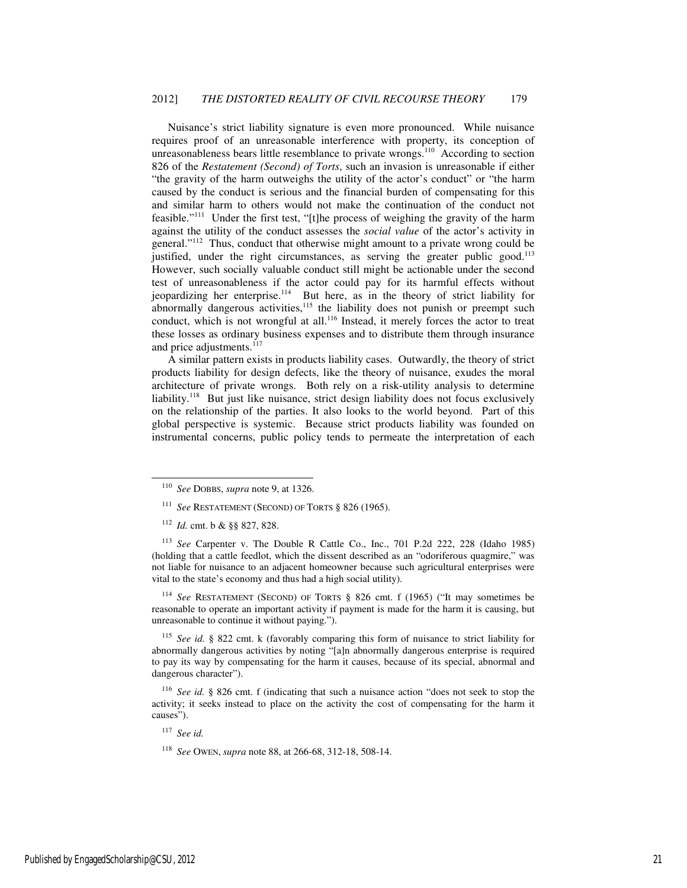Nuisance's strict liability signature is even more pronounced. While nuisance requires proof of an unreasonable interference with property, its conception of unreasonableness bears little resemblance to private wrongs.[110] According to section 826 of the *Restatement (Second) of Torts*, such an invasion is unreasonable if either "the gravity of the harm outweighs the utility of the actor's conduct" or "the harm caused by the conduct is serious and the financial burden of compensating for this and similar harm to others would not make the continuation of the conduct not feasible."[111] Under the first test, "[t]he process of weighing the gravity of the harm against the utility of the conduct assesses the *social value* of the actor's activity in general."[112] Thus, conduct that otherwise might amount to a private wrong could be justified, under the right circumstances, as serving the greater public good.[113] However, such socially valuable conduct still might be actionable under the second test of unreasonableness if the actor could pay for its harmful effects without jeopardizing her enterprise.[114] But here, as in the theory of strict liability for abnormally dangerous activities,[115] the liability does not punish or preempt such conduct, which is not wrongful at all.[116] Instead, it merely forces the actor to treat these losses as ordinary business expenses and to distribute them through insurance and price adjustments.[117]

A similar pattern exists in products liability cases. Outwardly, the theory of strict products liability for design defects, like the theory of nuisance, exudes the moral architecture of private wrongs. Both rely on a risk-utility analysis to determine liability.[118] But just like nuisance, strict design liability does not focus exclusively on the relationship of the parties. It also looks to the world beyond. Part of this global perspective is systemic. Because strict products liability was founded on instrumental concerns, public policy tends to permeate the interpretation of each

---

[110] *See* DOBBS, *supra* note 9, at 1326.

[111] *See* RESTATEMENT (SECOND) OF TORTS § 826 (1965).

[112] *Id.* cmt. b & §§ 827, 828.

[113] *See* Carpenter v. The Double R Cattle Co., Inc., 701 P.2d 222, 228 (Idaho 1985) (holding that a cattle feedlot, which the dissent described as an "odoriferous quagmire," was not liable for nuisance to an adjacent homeowner because such agricultural enterprises were vital to the state's economy and thus had a high social utility).

[114] *See* RESTATEMENT (SECOND) OF TORTS § 826 cmt. f (1965) ("It may sometimes be reasonable to operate an important activity if payment is made for the harm it is causing, but unreasonable to continue it without paying.").

[115] *See id.* § 822 cmt. k (favorably comparing this form of nuisance to strict liability for abnormally dangerous activities by noting "[a]n abnormally dangerous enterprise is required to pay its way by compensating for the harm it causes, because of its special, abnormal and dangerous character").

[116] *See id.* § 826 cmt. f (indicating that such a nuisance action "does not seek to stop the activity; it seeks instead to place on the activity the cost of compensating for the harm it causes").

[117] *See id.*

[118] *See* OWEN, *supra* note 88, at 266-68, 312-18, 508-14.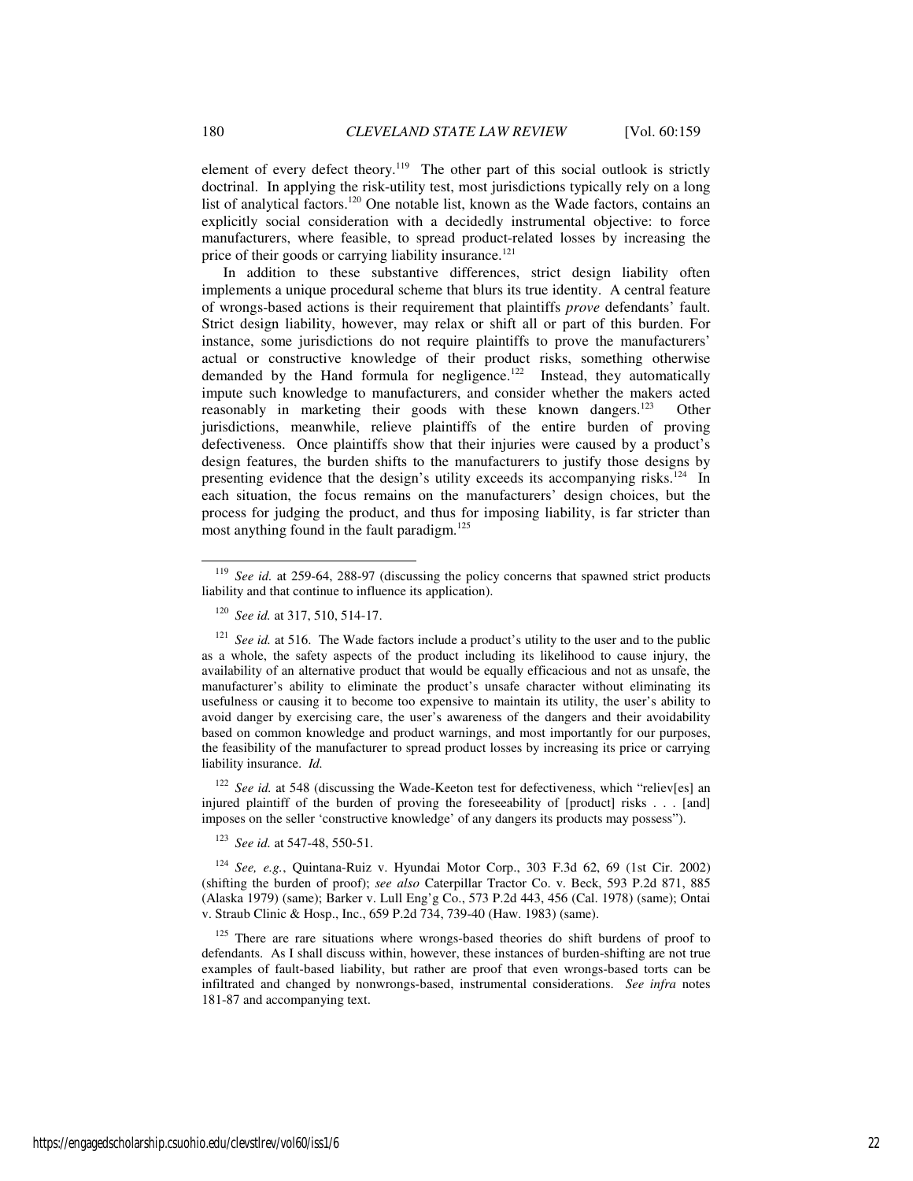element of every defect theory.[119] The other part of this social outlook is strictly doctrinal. In applying the risk-utility test, most jurisdictions typically rely on a long list of analytical factors.[120] One notable list, known as the Wade factors, contains an explicitly social consideration with a decidedly instrumental objective: to force manufacturers, where feasible, to spread product-related losses by increasing the price of their goods or carrying liability insurance.[121]

In addition to these substantive differences, strict design liability often implements a unique procedural scheme that blurs its true identity. A central feature of wrongs-based actions is their requirement that plaintiffs *prove* defendants' fault. Strict design liability, however, may relax or shift all or part of this burden. For instance, some jurisdictions do not require plaintiffs to prove the manufacturers' actual or constructive knowledge of their product risks, something otherwise demanded by the Hand formula for negligence.[122] Instead, they automatically impute such knowledge to manufacturers, and consider whether the makers acted reasonably in marketing their goods with these known dangers.[123] Other jurisdictions, meanwhile, relieve plaintiffs of the entire burden of proving defectiveness. Once plaintiffs show that their injuries were caused by a product's design features, the burden shifts to the manufacturers to justify those designs by presenting evidence that the design's utility exceeds its accompanying risks.[124] In each situation, the focus remains on the manufacturers' design choices, but the process for judging the product, and thus for imposing liability, is far stricter than most anything found in the fault paradigm.[125]

---

[119] *See id.* at 259-64, 288-97 (discussing the policy concerns that spawned strict products liability and that continue to influence its application).

[120] *See id.* at 317, 510, 514-17.

[121] *See id.* at 516. The Wade factors include a product's utility to the user and to the public as a whole, the safety aspects of the product including its likelihood to cause injury, the availability of an alternative product that would be equally efficacious and not as unsafe, the manufacturer's ability to eliminate the product's unsafe character without eliminating its usefulness or causing it to become too expensive to maintain its utility, the user's ability to avoid danger by exercising care, the user's awareness of the dangers and their avoidability based on common knowledge and product warnings, and most importantly for our purposes, the feasibility of the manufacturer to spread product losses by increasing its price or carrying liability insurance. *Id.*

[122] *See id.* at 548 (discussing the Wade-Keeton test for defectiveness, which "reliev[es] an injured plaintiff of the burden of proving the foreseeability of [product] risks . . . [and] imposes on the seller 'constructive knowledge' of any dangers its products may possess").

[123] *See id.* at 547-48, 550-51.

[124] *See, e.g.*, Quintana-Ruiz v. Hyundai Motor Corp., 303 F.3d 62, 69 (1st Cir. 2002) (shifting the burden of proof); *see also* Caterpillar Tractor Co. v. Beck, 593 P.2d 871, 885 (Alaska 1979) (same); Barker v. Lull Eng'g Co., 573 P.2d 443, 456 (Cal. 1978) (same); Ontai v. Straub Clinic & Hosp., Inc., 659 P.2d 734, 739-40 (Haw. 1983) (same).

[125] There are rare situations where wrongs-based theories do shift burdens of proof to defendants. As I shall discuss within, however, these instances of burden-shifting are not true examples of fault-based liability, but rather are proof that even wrongs-based torts can be infiltrated and changed by nonwrongs-based, instrumental considerations. *See infra* notes 181-87 and accompanying text.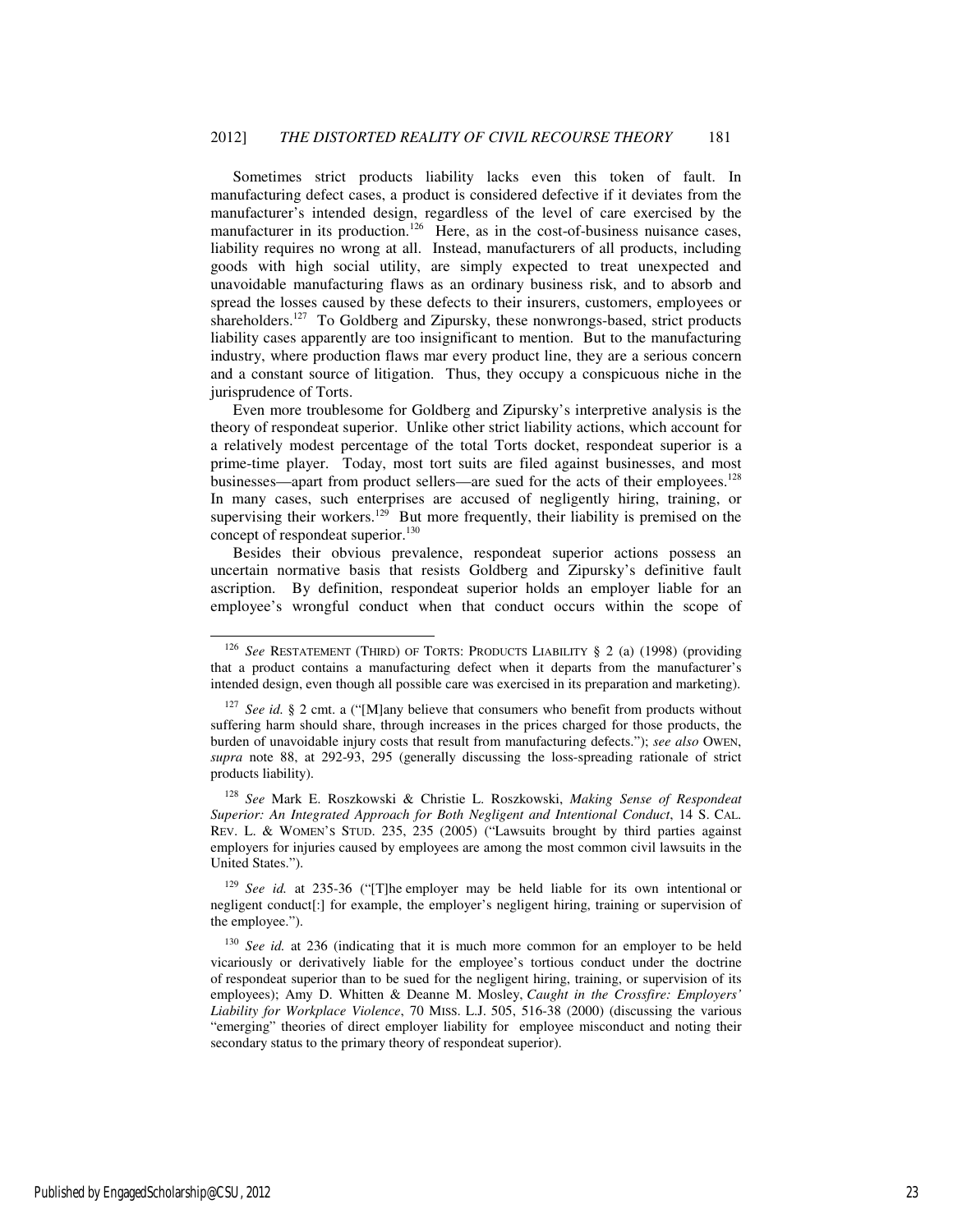Sometimes strict products liability lacks even this token of fault. In manufacturing defect cases, a product is considered defective if it deviates from the manufacturer's intended design, regardless of the level of care exercised by the manufacturer in its production.[126] Here, as in the cost-of-business nuisance cases, liability requires no wrong at all. Instead, manufacturers of all products, including goods with high social utility, are simply expected to treat unexpected and unavoidable manufacturing flaws as an ordinary business risk, and to absorb and spread the losses caused by these defects to their insurers, customers, employees or shareholders.[127] To Goldberg and Zipursky, these nonwrongs-based, strict products liability cases apparently are too insignificant to mention. But to the manufacturing industry, where production flaws mar every product line, they are a serious concern and a constant source of litigation. Thus, they occupy a conspicuous niche in the jurisprudence of Torts.

Even more troublesome for Goldberg and Zipursky's interpretive analysis is the theory of respondeat superior. Unlike other strict liability actions, which account for a relatively modest percentage of the total Torts docket, respondeat superior is a prime-time player. Today, most tort suits are filed against businesses, and most businesses—apart from product sellers—are sued for the acts of their employees.[128] In many cases, such enterprises are accused of negligently hiring, training, or supervising their workers.[129] But more frequently, their liability is premised on the concept of respondeat superior.[130]

Besides their obvious prevalence, respondeat superior actions possess an uncertain normative basis that resists Goldberg and Zipursky's definitive fault ascription. By definition, respondeat superior holds an employer liable for an employee's wrongful conduct when that conduct occurs within the scope of

---

[126] *See* RESTATEMENT (THIRD) OF TORTS: PRODUCTS LIABILITY § 2 (a) (1998) (providing that a product contains a manufacturing defect when it departs from the manufacturer's intended design, even though all possible care was exercised in its preparation and marketing).

[127] *See id.* § 2 cmt. a ("[M]any believe that consumers who benefit from products without suffering harm should share, through increases in the prices charged for those products, the burden of unavoidable injury costs that result from manufacturing defects."); *see also* OWEN, *supra* note 88, at 292-93, 295 (generally discussing the loss-spreading rationale of strict products liability).

[128] *See* Mark E. Roszkowski & Christie L. Roszkowski, *Making Sense of Respondeat Superior: An Integrated Approach for Both Negligent and Intentional Conduct*, 14 S. CAL. REV. L. & WOMEN'S STUD. 235, 235 (2005) ("Lawsuits brought by third parties against employers for injuries caused by employees are among the most common civil lawsuits in the United States.").

[129] *See id.* at 235-36 ("[T]he employer may be held liable for its own intentional or negligent conduct[:] for example, the employer's negligent hiring, training or supervision of the employee.").

[130] *See id.* at 236 (indicating that it is much more common for an employer to be held vicariously or derivatively liable for the employee's tortious conduct under the doctrine of respondeat superior than to be sued for the negligent hiring, training, or supervision of its employees); Amy D. Whitten & Deanne M. Mosley, *Caught in the Crossfire: Employers' Liability for Workplace Violence*, 70 MISS. L.J. 505, 516-38 (2000) (discussing the various "emerging" theories of direct employer liability for employee misconduct and noting their secondary status to the primary theory of respondeat superior).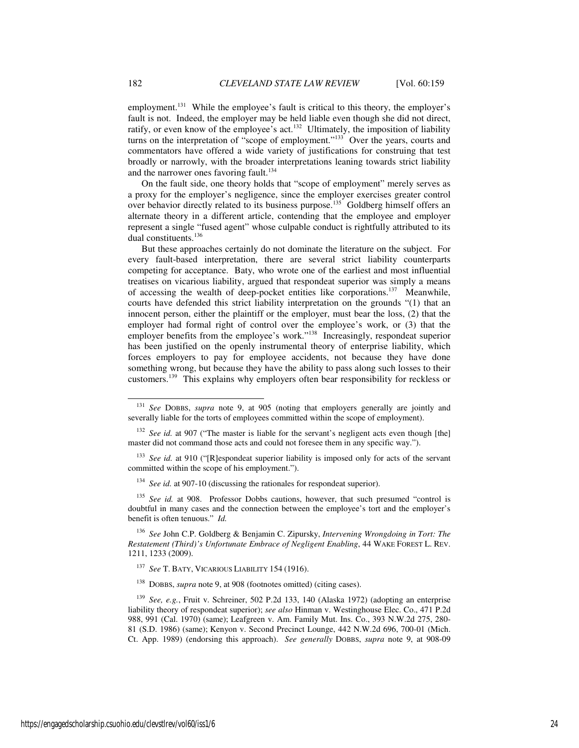employment.[131] While the employee's fault is critical to this theory, the employer's fault is not. Indeed, the employer may be held liable even though she did not direct, ratify, or even know of the employee's act.[132] Ultimately, the imposition of liability turns on the interpretation of "scope of employment."[133] Over the years, courts and commentators have offered a wide variety of justifications for construing that test broadly or narrowly, with the broader interpretations leaning towards strict liability and the narrower ones favoring fault.[134]

On the fault side, one theory holds that "scope of employment" merely serves as a proxy for the employer's negligence, since the employer exercises greater control over behavior directly related to its business purpose.[135] Goldberg himself offers an alternate theory in a different article, contending that the employee and employer represent a single "fused agent" whose culpable conduct is rightfully attributed to its dual constituents.[136]

But these approaches certainly do not dominate the literature on the subject. For every fault-based interpretation, there are several strict liability counterparts competing for acceptance. Baty, who wrote one of the earliest and most influential treatises on vicarious liability, argued that respondeat superior was simply a means of accessing the wealth of deep-pocket entities like corporations.[137] Meanwhile, courts have defended this strict liability interpretation on the grounds "(1) that an innocent person, either the plaintiff or the employer, must bear the loss, (2) that the employer had formal right of control over the employee's work, or (3) that the employer benefits from the employee's work."[138] Increasingly, respondeat superior has been justified on the openly instrumental theory of enterprise liability, which forces employers to pay for employee accidents, not because they have done something wrong, but because they have the ability to pass along such losses to their customers.[139] This explains why employers often bear responsibility for reckless or

---

[131] *See* DOBBS, *supra* note 9, at 905 (noting that employers generally are jointly and severally liable for the torts of employees committed within the scope of employment).

[132] *See id.* at 907 ("The master is liable for the servant's negligent acts even though [the] master did not command those acts and could not foresee them in any specific way.").

[133] *See id.* at 910 ("[R]espondeat superior liability is imposed only for acts of the servant committed within the scope of his employment.").

[134] *See id.* at 907-10 (discussing the rationales for respondeat superior).

[135] *See id.* at 908. Professor Dobbs cautions, however, that such presumed "control is doubtful in many cases and the connection between the employee's tort and the employer's benefit is often tenuous." *Id.*

[136] *See* John C.P. Goldberg & Benjamin C. Zipursky, *Intervening Wrongdoing in Tort: The Restatement (Third)'s Unfortunate Embrace of Negligent Enabling*, 44 WAKE FOREST L. REV. 1211, 1233 (2009).

[137] *See* T. BATY, VICARIOUS LIABILITY 154 (1916).

[138] DOBBS, *supra* note 9, at 908 (footnotes omitted) (citing cases).

[139] *See, e.g.*, Fruit v. Schreiner, 502 P.2d 133, 140 (Alaska 1972) (adopting an enterprise liability theory of respondeat superior); *see also* Hinman v. Westinghouse Elec. Co., 471 P.2d 988, 991 (Cal. 1970) (same); Leafgreen v. Am. Family Mut. Ins. Co., 393 N.W.2d 275, 280-81 (S.D. 1986) (same); Kenyon v. Second Precinct Lounge, 442 N.W.2d 696, 700-01 (Mich. Ct. App. 1989) (endorsing this approach). *See generally* DOBBS, *supra* note 9, at 908-09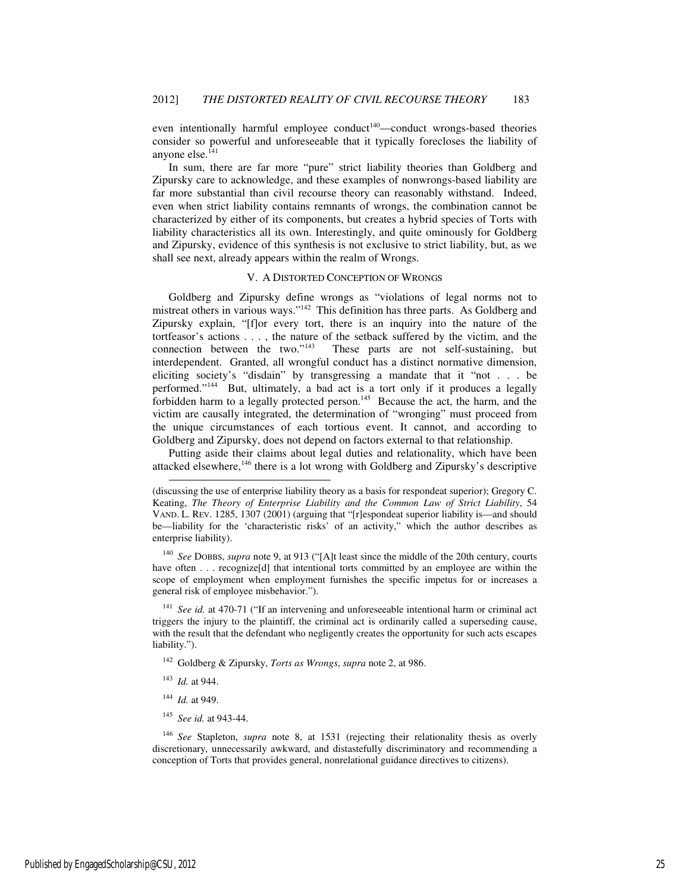even intentionally harmful employee conduct[140]—conduct wrongs-based theories consider so powerful and unforeseeable that it typically forecloses the liability of anyone else.[141]

In sum, there are far more "pure" strict liability theories than Goldberg and Zipursky care to acknowledge, and these examples of nonwrongs-based liability are far more substantial than civil recourse theory can reasonably withstand. Indeed, even when strict liability contains remnants of wrongs, the combination cannot be characterized by either of its components, but creates a hybrid species of Torts with liability characteristics all its own. Interestingly, and quite ominously for Goldberg and Zipursky, evidence of this synthesis is not exclusive to strict liability, but, as we shall see next, already appears within the realm of Wrongs.

## V. A DISTORTED CONCEPTION OF WRONGS

Goldberg and Zipursky define wrongs as "violations of legal norms not to mistreat others in various ways."[142] This definition has three parts. As Goldberg and Zipursky explain, "[f]or every tort, there is an inquiry into the nature of the tortfeasor's actions . . . , the nature of the setback suffered by the victim, and the connection between the two."[143] These parts are not self-sustaining, but interdependent. Granted, all wrongful conduct has a distinct normative dimension, eliciting society's "disdain" by transgressing a mandate that it "not . . . be performed."[144] But, ultimately, a bad act is a tort only if it produces a legally forbidden harm to a legally protected person.[145] Because the act, the harm, and the victim are causally integrated, the determination of "wronging" must proceed from the unique circumstances of each tortious event. It cannot, and according to Goldberg and Zipursky, does not depend on factors external to that relationship.

Putting aside their claims about legal duties and relationality, which have been attacked elsewhere,[146] there is a lot wrong with Goldberg and Zipursky's descriptive

---

(discussing the use of enterprise liability theory as a basis for respondeat superior); Gregory C. Keating, *The Theory of Enterprise Liability and the Common Law of Strict Liability*, 54 VAND. L. REV. 1285, 1307 (2001) (arguing that "[r]espondeat superior liability is—and should be—liability for the 'characteristic risks' of an activity," which the author describes as enterprise liability).

[140] *See* DOBBS, *supra* note 9, at 913 ("[A]t least since the middle of the 20th century, courts have often . . . recognize[d] that intentional torts committed by an employee are within the scope of employment when employment furnishes the specific impetus for or increases a general risk of employee misbehavior.").

[141] *See id.* at 470-71 ("If an intervening and unforeseeable intentional harm or criminal act triggers the injury to the plaintiff, the criminal act is ordinarily called a superseding cause, with the result that the defendant who negligently creates the opportunity for such acts escapes liability.").

[142] Goldberg & Zipursky, *Torts as Wrongs*, *supra* note 2, at 986.

[143] *Id.* at 944.

[144] *Id.* at 949.

[145] *See id.* at 943-44.

[146] *See* Stapleton, *supra* note 8, at 1531 (rejecting their relationality thesis as overly discretionary, unnecessarily awkward, and distastefully discriminatory and recommending a conception of Torts that provides general, nonrelational guidance directives to citizens).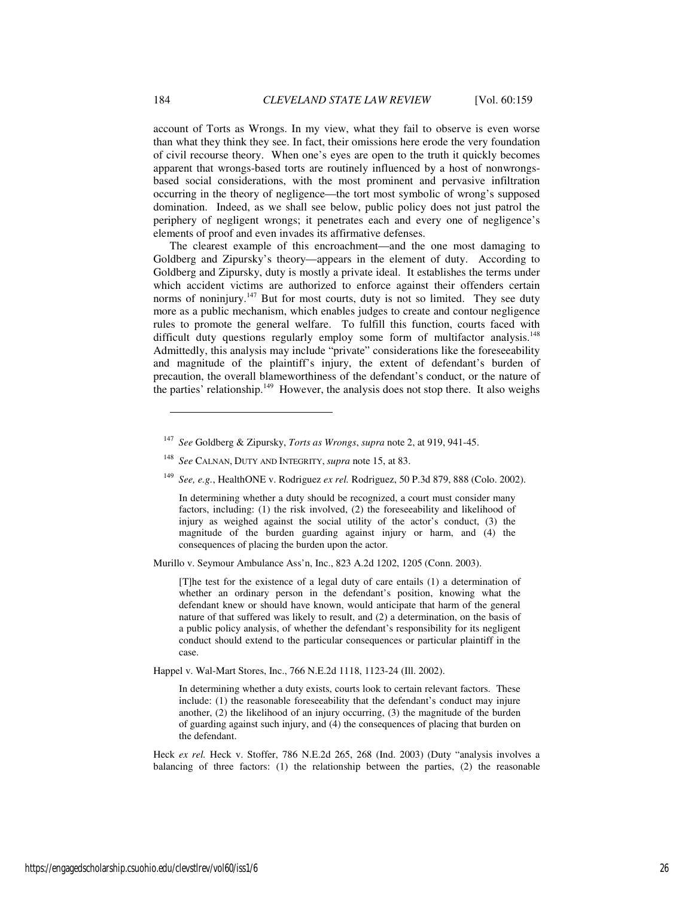account of Torts as Wrongs. In my view, what they fail to observe is even worse than what they think they see. In fact, their omissions here erode the very foundation of civil recourse theory. When one's eyes are open to the truth it quickly becomes apparent that wrongs-based torts are routinely influenced by a host of nonwrongs-based social considerations, with the most prominent and pervasive infiltration occurring in the theory of negligence—the tort most symbolic of wrong's supposed domination. Indeed, as we shall see below, public policy does not just patrol the periphery of negligent wrongs; it penetrates each and every one of negligence's elements of proof and even invades its affirmative defenses.

The clearest example of this encroachment—and the one most damaging to Goldberg and Zipursky's theory—appears in the element of duty. According to Goldberg and Zipursky, duty is mostly a private ideal. It establishes the terms under which accident victims are authorized to enforce against their offenders certain norms of noninjury.[147] But for most courts, duty is not so limited. They see duty more as a public mechanism, which enables judges to create and contour negligence rules to promote the general welfare. To fulfill this function, courts faced with difficult duty questions regularly employ some form of multifactor analysis.[148] Admittedly, this analysis may include "private" considerations like the foreseeability and magnitude of the plaintiff's injury, the extent of defendant's burden of precaution, the overall blameworthiness of the defendant's conduct, or the nature of the parties' relationship.[149] However, the analysis does not stop there. It also weighs

---

[147] *See* Goldberg & Zipursky, *Torts as Wrongs*, *supra* note 2, at 919, 941-45.

[148] *See* CALNAN, DUTY AND INTEGRITY, *supra* note 15, at 83.

[149] *See, e.g.*, HealthONE v. Rodriguez *ex rel.* Rodriguez, 50 P.3d 879, 888 (Colo. 2002).

> In determining whether a duty should be recognized, a court must consider many factors, including: (1) the risk involved, (2) the foreseeability and likelihood of injury as weighed against the social utility of the actor's conduct, (3) the magnitude of the burden guarding against injury or harm, and (4) the consequences of placing the burden upon the actor.

Murillo v. Seymour Ambulance Ass'n, Inc., 823 A.2d 1202, 1205 (Conn. 2003).

> [T]he test for the existence of a legal duty of care entails (1) a determination of whether an ordinary person in the defendant's position, knowing what the defendant knew or should have known, would anticipate that harm of the general nature of that suffered was likely to result, and (2) a determination, on the basis of a public policy analysis, of whether the defendant's responsibility for its negligent conduct should extend to the particular consequences or particular plaintiff in the case.

Happel v. Wal-Mart Stores, Inc., 766 N.E.2d 1118, 1123-24 (Ill. 2002).

> In determining whether a duty exists, courts look to certain relevant factors. These include: (1) the reasonable foreseeability that the defendant's conduct may injure another, (2) the likelihood of an injury occurring, (3) the magnitude of the burden of guarding against such injury, and (4) the consequences of placing that burden on the defendant.

Heck *ex rel.* Heck v. Stoffer, 786 N.E.2d 265, 268 (Ind. 2003) (Duty "analysis involves a balancing of three factors: (1) the relationship between the parties, (2) the reasonable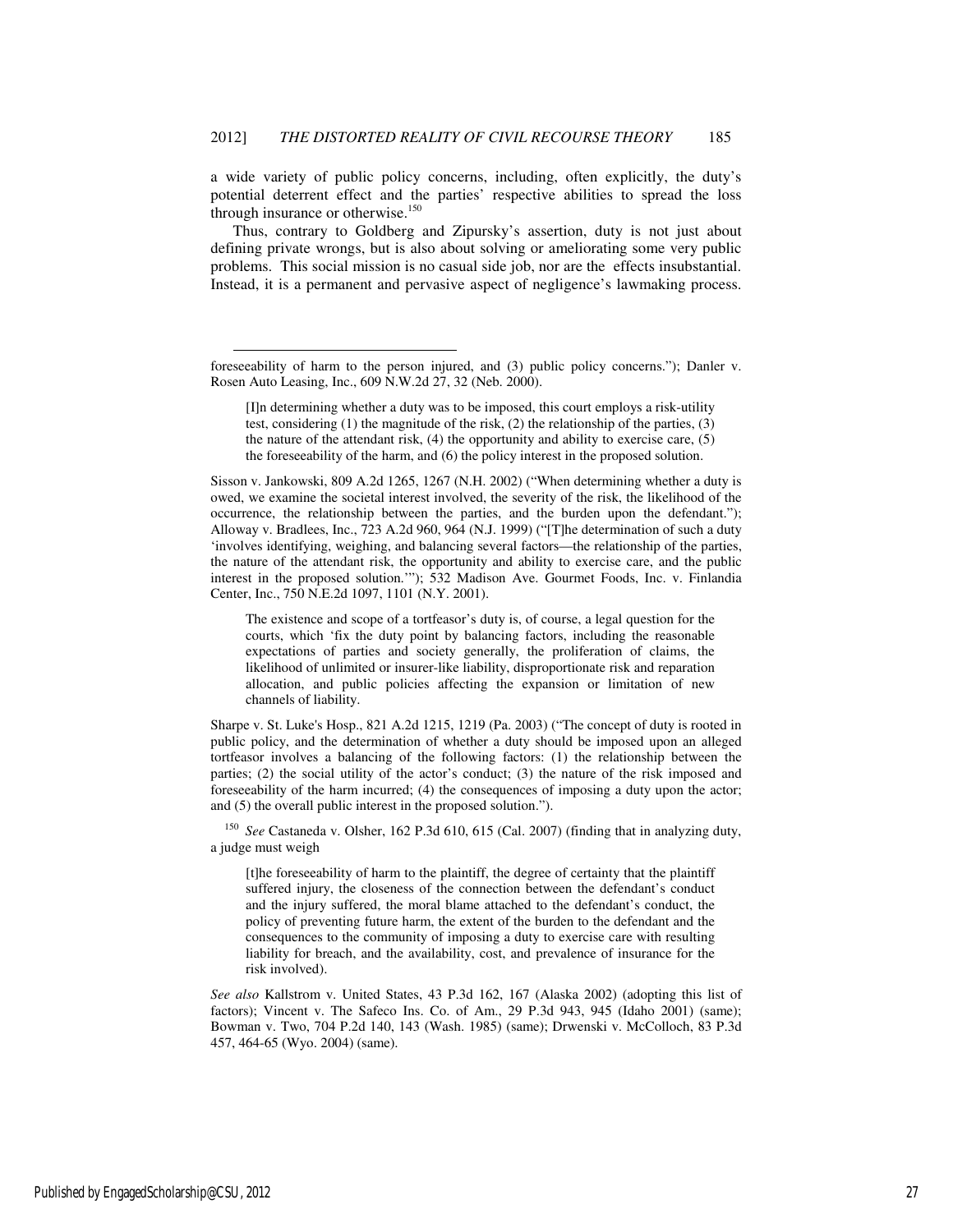a wide variety of public policy concerns, including, often explicitly, the duty's potential deterrent effect and the parties' respective abilities to spread the loss through insurance or otherwise.[150]

Thus, contrary to Goldberg and Zipursky's assertion, duty is not just about defining private wrongs, but is also about solving or ameliorating some very public problems. This social mission is no casual side job, nor are the effects insubstantial. Instead, it is a permanent and pervasive aspect of negligence's lawmaking process.

---

foreseeability of harm to the person injured, and (3) public policy concerns."); Danler v. Rosen Auto Leasing, Inc., 609 N.W.2d 27, 32 (Neb. 2000).

> [I]n determining whether a duty was to be imposed, this court employs a risk-utility test, considering (1) the magnitude of the risk, (2) the relationship of the parties, (3) the nature of the attendant risk, (4) the opportunity and ability to exercise care, (5) the foreseeability of the harm, and (6) the policy interest in the proposed solution.

Sisson v. Jankowski, 809 A.2d 1265, 1267 (N.H. 2002) ("When determining whether a duty is owed, we examine the societal interest involved, the severity of the risk, the likelihood of the occurrence, the relationship between the parties, and the burden upon the defendant."); Alloway v. Bradlees, Inc., 723 A.2d 960, 964 (N.J. 1999) ("[T]he determination of such a duty 'involves identifying, weighing, and balancing several factors—the relationship of the parties, the nature of the attendant risk, the opportunity and ability to exercise care, and the public interest in the proposed solution.'"); 532 Madison Ave. Gourmet Foods, Inc. v. Finlandia Center, Inc., 750 N.E.2d 1097, 1101 (N.Y. 2001).

> The existence and scope of a tortfeasor's duty is, of course, a legal question for the courts, which 'fix the duty point by balancing factors, including the reasonable expectations of parties and society generally, the proliferation of claims, the likelihood of unlimited or insurer-like liability, disproportionate risk and reparation allocation, and public policies affecting the expansion or limitation of new channels of liability.

Sharpe v. St. Luke's Hosp., 821 A.2d 1215, 1219 (Pa. 2003) ("The concept of duty is rooted in public policy, and the determination of whether a duty should be imposed upon an alleged tortfeasor involves a balancing of the following factors: (1) the relationship between the parties; (2) the social utility of the actor's conduct; (3) the nature of the risk imposed and foreseeability of the harm incurred; (4) the consequences of imposing a duty upon the actor; and (5) the overall public interest in the proposed solution.").

[150] *See* Castaneda v. Olsher, 162 P.3d 610, 615 (Cal. 2007) (finding that in analyzing duty, a judge must weigh

> [t]he foreseeability of harm to the plaintiff, the degree of certainty that the plaintiff suffered injury, the closeness of the connection between the defendant's conduct and the injury suffered, the moral blame attached to the defendant's conduct, the policy of preventing future harm, the extent of the burden to the defendant and the consequences to the community of imposing a duty to exercise care with resulting liability for breach, and the availability, cost, and prevalence of insurance for the risk involved).

*See also* Kallstrom v. United States, 43 P.3d 162, 167 (Alaska 2002) (adopting this list of factors); Vincent v. The Safeco Ins. Co. of Am., 29 P.3d 943, 945 (Idaho 2001) (same); Bowman v. Two, 704 P.2d 140, 143 (Wash. 1985) (same); Drwenski v. McColloch, 83 P.3d 457, 464-65 (Wyo. 2004) (same).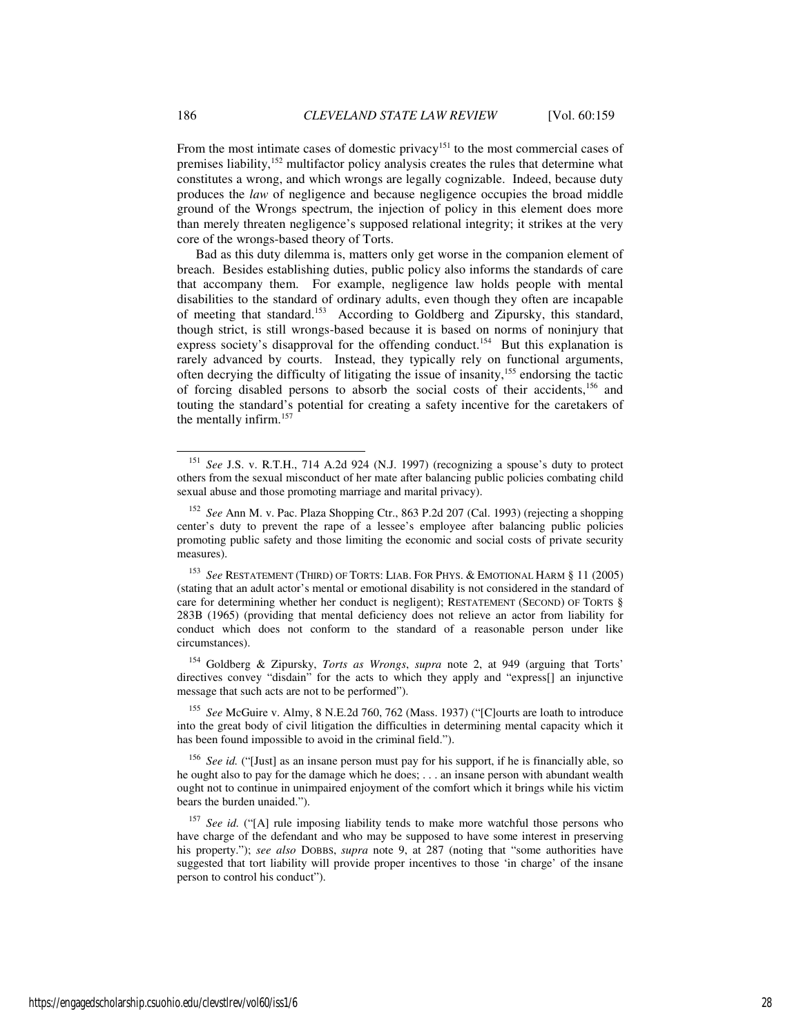From the most intimate cases of domestic privacy[151] to the most commercial cases of premises liability,[152] multifactor policy analysis creates the rules that determine what constitutes a wrong, and which wrongs are legally cognizable. Indeed, because duty produces the *law* of negligence and because negligence occupies the broad middle ground of the Wrongs spectrum, the injection of policy in this element does more than merely threaten negligence's supposed relational integrity; it strikes at the very core of the wrongs-based theory of Torts.

Bad as this duty dilemma is, matters only get worse in the companion element of breach. Besides establishing duties, public policy also informs the standards of care that accompany them. For example, negligence law holds people with mental disabilities to the standard of ordinary adults, even though they often are incapable of meeting that standard.[153] According to Goldberg and Zipursky, this standard, though strict, is still wrongs-based because it is based on norms of noninjury that express society's disapproval for the offending conduct.[154] But this explanation is rarely advanced by courts. Instead, they typically rely on functional arguments, often decrying the difficulty of litigating the issue of insanity,[155] endorsing the tactic of forcing disabled persons to absorb the social costs of their accidents,[156] and touting the standard's potential for creating a safety incentive for the caretakers of the mentally infirm.[157]

---

[151] *See* J.S. v. R.T.H., 714 A.2d 924 (N.J. 1997) (recognizing a spouse's duty to protect others from the sexual misconduct of her mate after balancing public policies combating child sexual abuse and those promoting marriage and marital privacy).

[152] *See* Ann M. v. Pac. Plaza Shopping Ctr., 863 P.2d 207 (Cal. 1993) (rejecting a shopping center's duty to prevent the rape of a lessee's employee after balancing public policies promoting public safety and those limiting the economic and social costs of private security measures).

[153] *See* RESTATEMENT (THIRD) OF TORTS: LIAB. FOR PHYS. & EMOTIONAL HARM § 11 (2005) (stating that an adult actor's mental or emotional disability is not considered in the standard of care for determining whether her conduct is negligent); RESTATEMENT (SECOND) OF TORTS § 283B (1965) (providing that mental deficiency does not relieve an actor from liability for conduct which does not conform to the standard of a reasonable person under like circumstances).

[154] Goldberg & Zipursky, *Torts as Wrongs*, *supra* note 2, at 949 (arguing that Torts' directives convey "disdain" for the acts to which they apply and "express[] an injunctive message that such acts are not to be performed").

[155] *See* McGuire v. Almy, 8 N.E.2d 760, 762 (Mass. 1937) ("[C]ourts are loath to introduce into the great body of civil litigation the difficulties in determining mental capacity which it has been found impossible to avoid in the criminal field.").

[156] *See id.* ("[Just] as an insane person must pay for his support, if he is financially able, so he ought also to pay for the damage which he does; . . . an insane person with abundant wealth ought not to continue in unimpaired enjoyment of the comfort which it brings while his victim bears the burden unaided.").

[157] *See id.* ("[A] rule imposing liability tends to make more watchful those persons who have charge of the defendant and who may be supposed to have some interest in preserving his property."); *see also* DOBBS, *supra* note 9, at 287 (noting that "some authorities have suggested that tort liability will provide proper incentives to those 'in charge' of the insane person to control his conduct").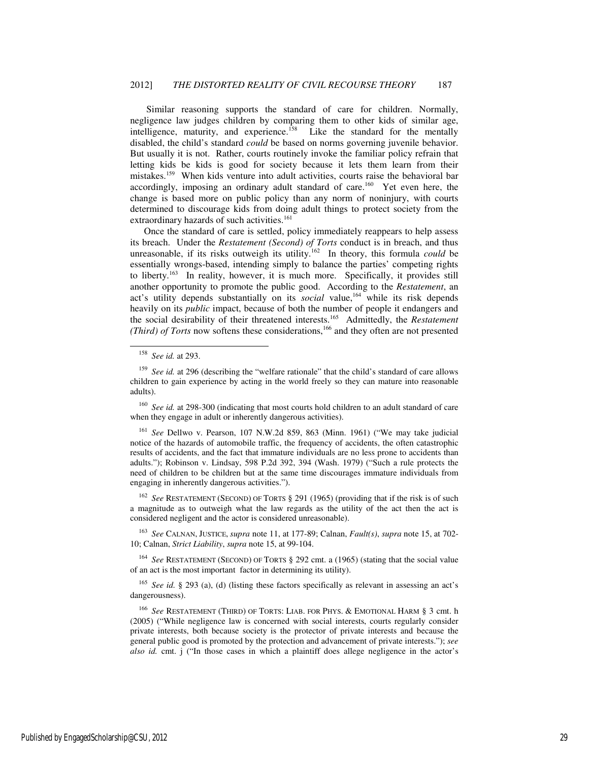Similar reasoning supports the standard of care for children. Normally, negligence law judges children by comparing them to other kids of similar age, intelligence, maturity, and experience.[158] Like the standard for the mentally disabled, the child's standard *could* be based on norms governing juvenile behavior. But usually it is not. Rather, courts routinely invoke the familiar policy refrain that letting kids be kids is good for society because it lets them learn from their mistakes.[159] When kids venture into adult activities, courts raise the behavioral bar accordingly, imposing an ordinary adult standard of care.[160] Yet even here, the change is based more on public policy than any norm of noninjury, with courts determined to discourage kids from doing adult things to protect society from the extraordinary hazards of such activities.[161]

Once the standard of care is settled, policy immediately reappears to help assess its breach. Under the *Restatement (Second) of Torts* conduct is in breach, and thus unreasonable, if its risks outweigh its utility.[162] In theory, this formula *could* be essentially wrongs-based, intending simply to balance the parties' competing rights to liberty.[163] In reality, however, it is much more. Specifically, it provides still another opportunity to promote the public good. According to the *Restatement*, an act's utility depends substantially on its *social* value,[164] while its risk depends heavily on its *public* impact, because of both the number of people it endangers and the social desirability of their threatened interests.[165] Admittedly, the *Restatement (Third) of Torts* now softens these considerations,[166] and they often are not presented

---

[158] *See id.* at 293.

[159] *See id.* at 296 (describing the "welfare rationale" that the child's standard of care allows children to gain experience by acting in the world freely so they can mature into reasonable adults).

[160] *See id.* at 298-300 (indicating that most courts hold children to an adult standard of care when they engage in adult or inherently dangerous activities).

[161] *See* Dellwo v. Pearson, 107 N.W.2d 859, 863 (Minn. 1961) ("We may take judicial notice of the hazards of automobile traffic, the frequency of accidents, the often catastrophic results of accidents, and the fact that immature individuals are no less prone to accidents than adults."); Robinson v. Lindsay, 598 P.2d 392, 394 (Wash. 1979) ("Such a rule protects the need of children to be children but at the same time discourages immature individuals from engaging in inherently dangerous activities.").

[162] *See* RESTATEMENT (SECOND) OF TORTS § 291 (1965) (providing that if the risk is of such a magnitude as to outweigh what the law regards as the utility of the act then the act is considered negligent and the actor is considered unreasonable).

[163] *See* CALNAN, JUSTICE, *supra* note 11, at 177-89; Calnan, *Fault(s)*, *supra* note 15, at 702-10; Calnan, *Strict Liability*, *supra* note 15, at 99-104.

[164] *See* RESTATEMENT (SECOND) OF TORTS § 292 cmt. a (1965) (stating that the social value of an act is the most important factor in determining its utility).

[165] *See id.* § 293 (a), (d) (listing these factors specifically as relevant in assessing an act's dangerousness).

[166] *See* RESTATEMENT (THIRD) OF TORTS: LIAB. FOR PHYS. & EMOTIONAL HARM § 3 cmt. h (2005) ("While negligence law is concerned with social interests, courts regularly consider private interests, both because society is the protector of private interests and because the general public good is promoted by the protection and advancement of private interests."); *see also id.* cmt. j ("In those cases in which a plaintiff does allege negligence in the actor's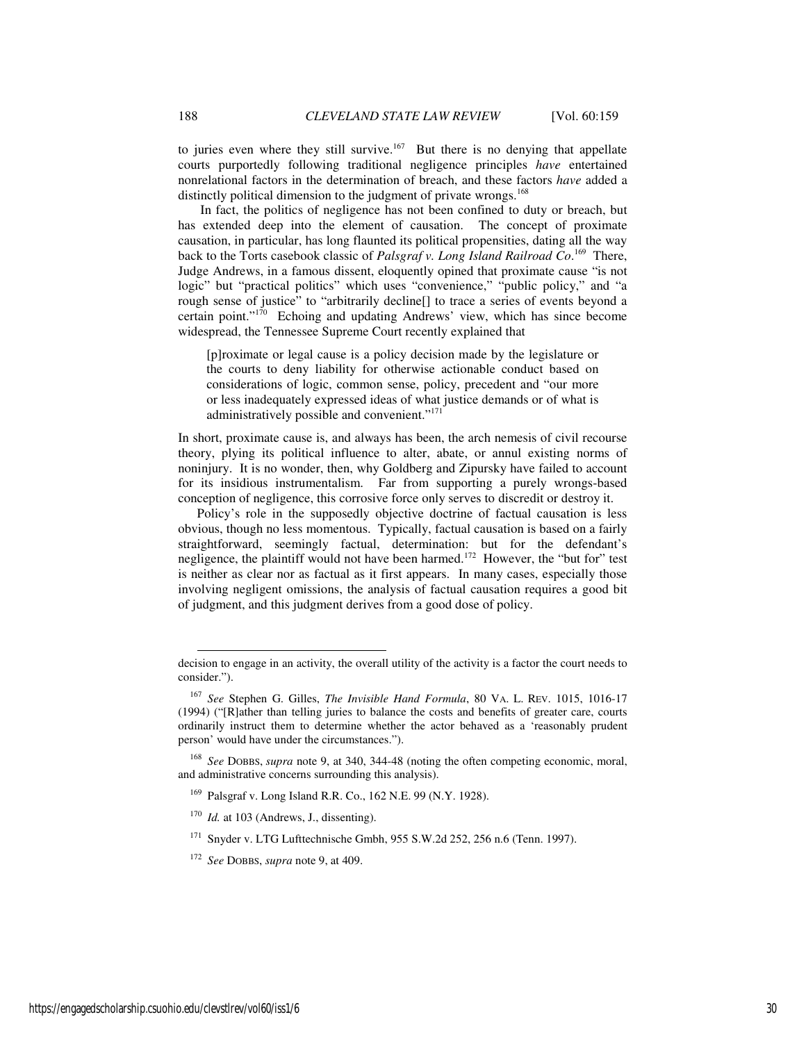to juries even where they still survive.[167] But there is no denying that appellate courts purportedly following traditional negligence principles *have* entertained nonrelational factors in the determination of breach, and these factors *have* added a distinctly political dimension to the judgment of private wrongs.[168]

In fact, the politics of negligence has not been confined to duty or breach, but has extended deep into the element of causation. The concept of proximate causation, in particular, has long flaunted its political propensities, dating all the way back to the Torts casebook classic of *Palsgraf v. Long Island Railroad Co*.[169] There, Judge Andrews, in a famous dissent, eloquently opined that proximate cause "is not logic" but "practical politics" which uses "convenience," "public policy," and "a rough sense of justice" to "arbitrarily decline[] to trace a series of events beyond a certain point."[170] Echoing and updating Andrews' view, which has since become widespread, the Tennessee Supreme Court recently explained that

> [p]roximate or legal cause is a policy decision made by the legislature or the courts to deny liability for otherwise actionable conduct based on considerations of logic, common sense, policy, precedent and "our more or less inadequately expressed ideas of what justice demands or of what is administratively possible and convenient."[171]

In short, proximate cause is, and always has been, the arch nemesis of civil recourse theory, plying its political influence to alter, abate, or annul existing norms of noninjury. It is no wonder, then, why Goldberg and Zipursky have failed to account for its insidious instrumentalism. Far from supporting a purely wrongs-based conception of negligence, this corrosive force only serves to discredit or destroy it.

Policy's role in the supposedly objective doctrine of factual causation is less obvious, though no less momentous. Typically, factual causation is based on a fairly straightforward, seemingly factual, determination: but for the defendant's negligence, the plaintiff would not have been harmed.[172] However, the "but for" test is neither as clear nor as factual as it first appears. In many cases, especially those involving negligent omissions, the analysis of factual causation requires a good bit of judgment, and this judgment derives from a good dose of policy.

---

decision to engage in an activity, the overall utility of the activity is a factor the court needs to consider.").

[167] *See* Stephen G. Gilles, *The Invisible Hand Formula*, 80 VA. L. REV. 1015, 1016-17 (1994) ("[R]ather than telling juries to balance the costs and benefits of greater care, courts ordinarily instruct them to determine whether the actor behaved as a 'reasonably prudent person' would have under the circumstances.").

[168] *See* DOBBS, *supra* note 9, at 340, 344-48 (noting the often competing economic, moral, and administrative concerns surrounding this analysis).

[169] Palsgraf v. Long Island R.R. Co., 162 N.E. 99 (N.Y. 1928).

[170] *Id.* at 103 (Andrews, J., dissenting).

[171] Snyder v. LTG Lufttechnische Gmbh, 955 S.W.2d 252, 256 n.6 (Tenn. 1997).

[172] *See* DOBBS, *supra* note 9, at 409.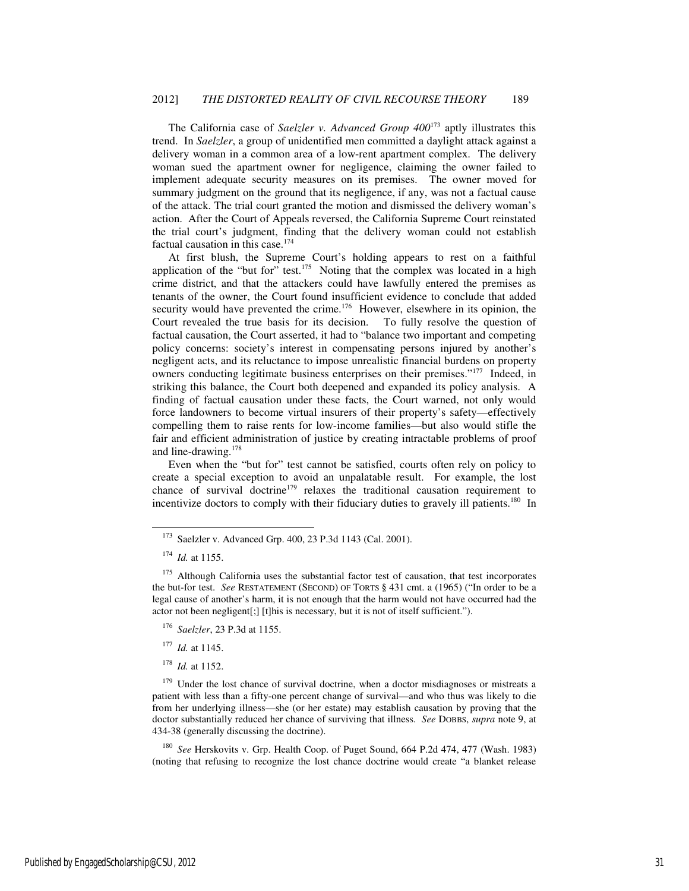The California case of *Saelzler v. Advanced Group 400*[173] aptly illustrates this trend. In *Saelzler*, a group of unidentified men committed a daylight attack against a delivery woman in a common area of a low-rent apartment complex. The delivery woman sued the apartment owner for negligence, claiming the owner failed to implement adequate security measures on its premises. The owner moved for summary judgment on the ground that its negligence, if any, was not a factual cause of the attack. The trial court granted the motion and dismissed the delivery woman's action. After the Court of Appeals reversed, the California Supreme Court reinstated the trial court's judgment, finding that the delivery woman could not establish factual causation in this case.[174]

At first blush, the Supreme Court's holding appears to rest on a faithful application of the "but for" test.[175] Noting that the complex was located in a high crime district, and that the attackers could have lawfully entered the premises as tenants of the owner, the Court found insufficient evidence to conclude that added security would have prevented the crime.[176] However, elsewhere in its opinion, the Court revealed the true basis for its decision. To fully resolve the question of factual causation, the Court asserted, it had to "balance two important and competing policy concerns: society's interest in compensating persons injured by another's negligent acts, and its reluctance to impose unrealistic financial burdens on property owners conducting legitimate business enterprises on their premises."[177] Indeed, in striking this balance, the Court both deepened and expanded its policy analysis. A finding of factual causation under these facts, the Court warned, not only would force landowners to become virtual insurers of their property's safety—effectively compelling them to raise rents for low-income families—but also would stifle the fair and efficient administration of justice by creating intractable problems of proof and line-drawing.[178]

Even when the "but for" test cannot be satisfied, courts often rely on policy to create a special exception to avoid an unpalatable result. For example, the lost chance of survival doctrine[179] relaxes the traditional causation requirement to incentivize doctors to comply with their fiduciary duties to gravely ill patients.[180] In

---

[173] Saelzler v. Advanced Grp. 400, 23 P.3d 1143 (Cal. 2001).

[174] *Id.* at 1155.

[175] Although California uses the substantial factor test of causation, that test incorporates the but-for test. *See* RESTATEMENT (SECOND) OF TORTS § 431 cmt. a (1965) ("In order to be a legal cause of another's harm, it is not enough that the harm would not have occurred had the actor not been negligent[;] [t]his is necessary, but it is not of itself sufficient.").

[176] *Saelzler*, 23 P.3d at 1155.

[177] *Id.* at 1145.

[178] *Id.* at 1152.

[179] Under the lost chance of survival doctrine, when a doctor misdiagnoses or mistreats a patient with less than a fifty-one percent change of survival—and who thus was likely to die from her underlying illness—she (or her estate) may establish causation by proving that the doctor substantially reduced her chance of surviving that illness. *See* DOBBS, *supra* note 9, at 434-38 (generally discussing the doctrine).

[180] *See* Herskovits v. Grp. Health Coop. of Puget Sound, 664 P.2d 474, 477 (Wash. 1983) (noting that refusing to recognize the lost chance doctrine would create "a blanket release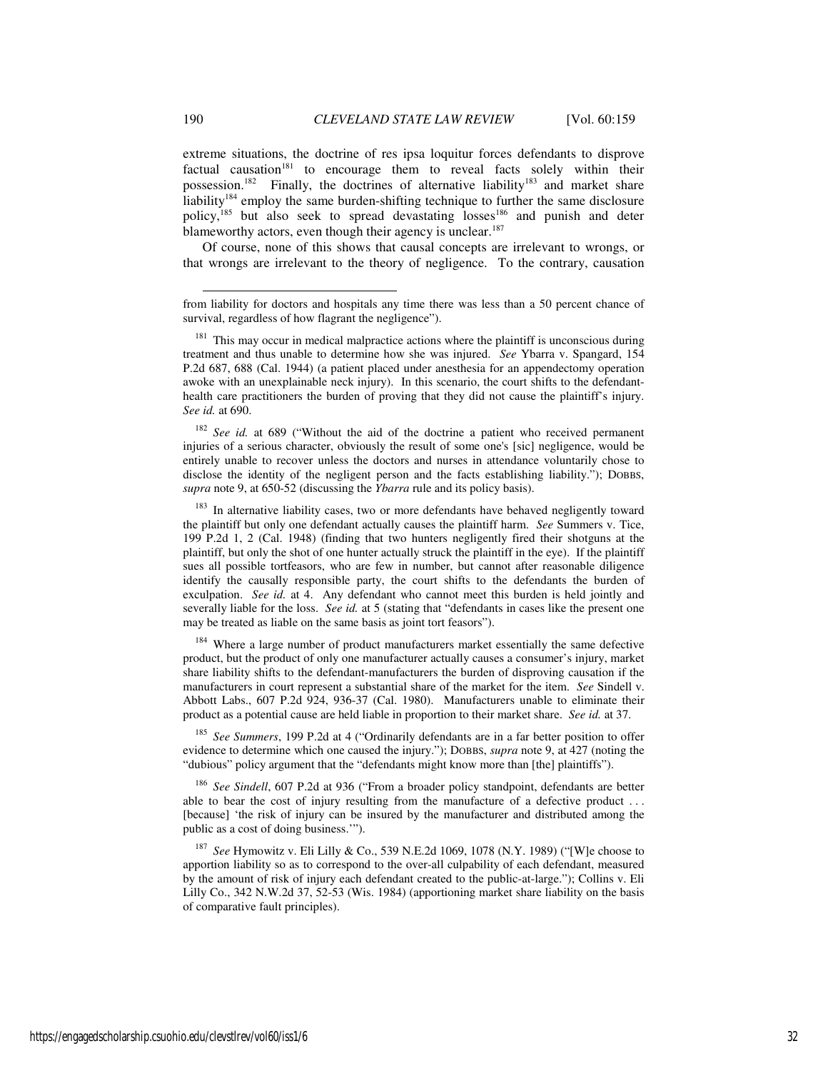extreme situations, the doctrine of res ipsa loquitur forces defendants to disprove factual causation[181] to encourage them to reveal facts solely within their possession.[182] Finally, the doctrines of alternative liability[183] and market share liability[184] employ the same burden-shifting technique to further the same disclosure policy,[185] but also seek to spread devastating losses[186] and punish and deter blameworthy actors, even though their agency is unclear.[187]

Of course, none of this shows that causal concepts are irrelevant to wrongs, or that wrongs are irrelevant to the theory of negligence. To the contrary, causation

---

from liability for doctors and hospitals any time there was less than a 50 percent chance of survival, regardless of how flagrant the negligence").

[181] This may occur in medical malpractice actions where the plaintiff is unconscious during treatment and thus unable to determine how she was injured. *See* Ybarra v. Spangard, 154 P.2d 687, 688 (Cal. 1944) (a patient placed under anesthesia for an appendectomy operation awoke with an unexplainable neck injury). In this scenario, the court shifts to the defendant-health care practitioners the burden of proving that they did not cause the plaintiff's injury. *See id.* at 690.

[182] *See id.* at 689 ("Without the aid of the doctrine a patient who received permanent injuries of a serious character, obviously the result of some one's [sic] negligence, would be entirely unable to recover unless the doctors and nurses in attendance voluntarily chose to disclose the identity of the negligent person and the facts establishing liability."); DOBBS, *supra* note 9, at 650-52 (discussing the *Ybarra* rule and its policy basis).

[183] In alternative liability cases, two or more defendants have behaved negligently toward the plaintiff but only one defendant actually causes the plaintiff harm. *See* Summers v. Tice, 199 P.2d 1, 2 (Cal. 1948) (finding that two hunters negligently fired their shotguns at the plaintiff, but only the shot of one hunter actually struck the plaintiff in the eye). If the plaintiff sues all possible tortfeasors, who are few in number, but cannot after reasonable diligence identify the causally responsible party, the court shifts to the defendants the burden of exculpation. *See id.* at 4. Any defendant who cannot meet this burden is held jointly and severally liable for the loss. *See id.* at 5 (stating that "defendants in cases like the present one may be treated as liable on the same basis as joint tort feasors").

[184] Where a large number of product manufacturers market essentially the same defective product, but the product of only one manufacturer actually causes a consumer's injury, market share liability shifts to the defendant-manufacturers the burden of disproving causation if the manufacturers in court represent a substantial share of the market for the item. *See* Sindell v. Abbott Labs., 607 P.2d 924, 936-37 (Cal. 1980). Manufacturers unable to eliminate their product as a potential cause are held liable in proportion to their market share. *See id.* at 37.

[185] *See Summers*, 199 P.2d at 4 ("Ordinarily defendants are in a far better position to offer evidence to determine which one caused the injury."); DOBBS, *supra* note 9, at 427 (noting the "dubious" policy argument that the "defendants might know more than [the] plaintiffs").

[186] *See Sindell*, 607 P.2d at 936 ("From a broader policy standpoint, defendants are better able to bear the cost of injury resulting from the manufacture of a defective product . . . [because] 'the risk of injury can be insured by the manufacturer and distributed among the public as a cost of doing business.'").

[187] *See* Hymowitz v. Eli Lilly & Co., 539 N.E.2d 1069, 1078 (N.Y. 1989) ("[W]e choose to apportion liability so as to correspond to the over-all culpability of each defendant, measured by the amount of risk of injury each defendant created to the public-at-large."); Collins v. Eli Lilly Co., 342 N.W.2d 37, 52-53 (Wis. 1984) (apportioning market share liability on the basis of comparative fault principles).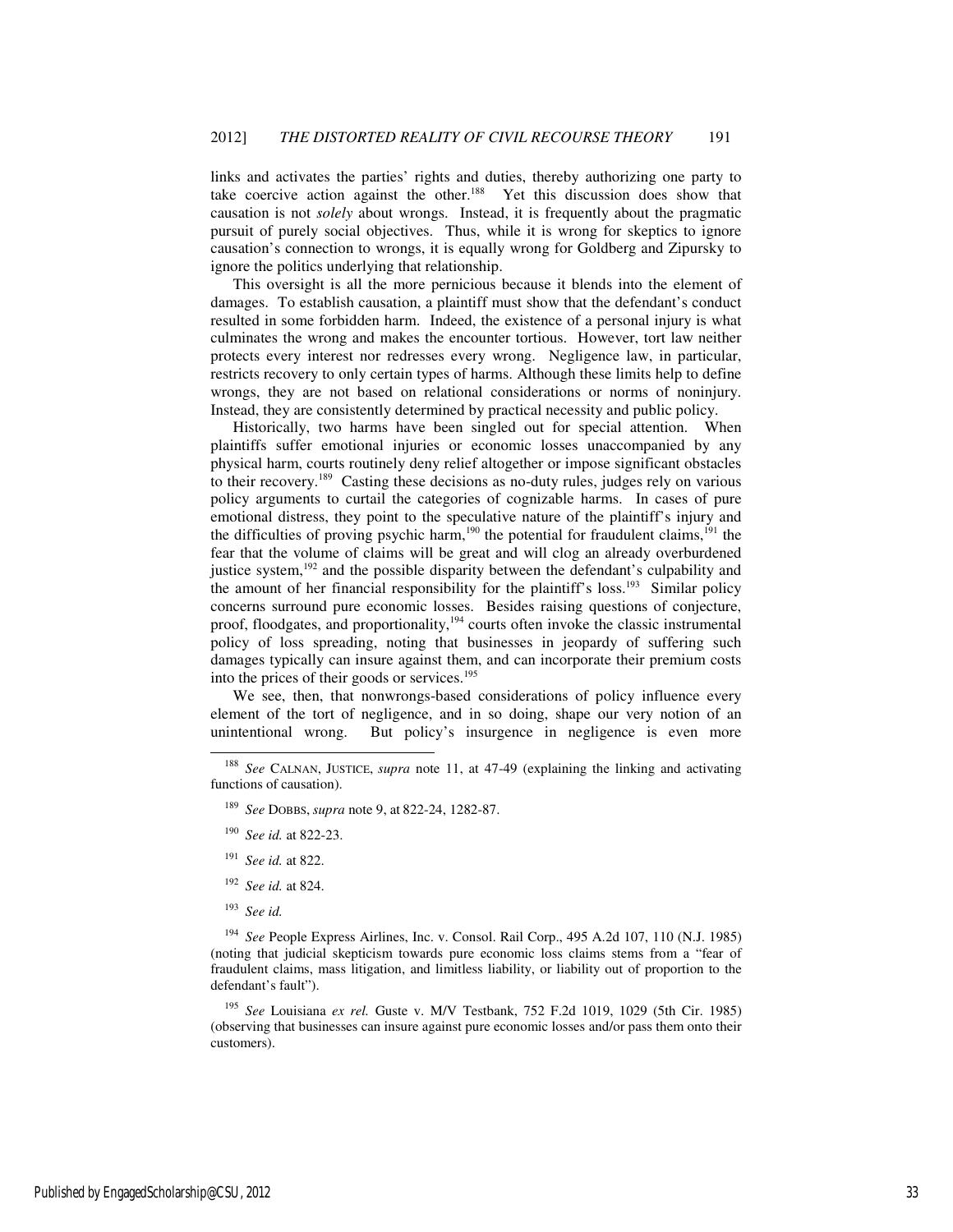links and activates the parties' rights and duties, thereby authorizing one party to take coercive action against the other.[188] Yet this discussion does show that causation is not *solely* about wrongs. Instead, it is frequently about the pragmatic pursuit of purely social objectives. Thus, while it is wrong for skeptics to ignore causation's connection to wrongs, it is equally wrong for Goldberg and Zipursky to ignore the politics underlying that relationship.

This oversight is all the more pernicious because it blends into the element of damages. To establish causation, a plaintiff must show that the defendant's conduct resulted in some forbidden harm. Indeed, the existence of a personal injury is what culminates the wrong and makes the encounter tortious. However, tort law neither protects every interest nor redresses every wrong. Negligence law, in particular, restricts recovery to only certain types of harms. Although these limits help to define wrongs, they are not based on relational considerations or norms of noninjury. Instead, they are consistently determined by practical necessity and public policy.

Historically, two harms have been singled out for special attention. When plaintiffs suffer emotional injuries or economic losses unaccompanied by any physical harm, courts routinely deny relief altogether or impose significant obstacles to their recovery.[189] Casting these decisions as no-duty rules, judges rely on various policy arguments to curtail the categories of cognizable harms. In cases of pure emotional distress, they point to the speculative nature of the plaintiff's injury and the difficulties of proving psychic harm,[190] the potential for fraudulent claims,[191] the fear that the volume of claims will be great and will clog an already overburdened justice system,[192] and the possible disparity between the defendant's culpability and the amount of her financial responsibility for the plaintiff's loss.[193] Similar policy concerns surround pure economic losses. Besides raising questions of conjecture, proof, floodgates, and proportionality,[194] courts often invoke the classic instrumental policy of loss spreading, noting that businesses in jeopardy of suffering such damages typically can insure against them, and can incorporate their premium costs into the prices of their goods or services.[195]

We see, then, that nonwrongs-based considerations of policy influence every element of the tort of negligence, and in so doing, shape our very notion of an unintentional wrong. But policy's insurgence in negligence is even more

---

[188] *See* CALNAN, JUSTICE, *supra* note 11, at 47-49 (explaining the linking and activating functions of causation).

[189] *See* DOBBS, *supra* note 9, at 822-24, 1282-87.

[190] *See id.* at 822-23.

[191] *See id.* at 822.

[192] *See id.* at 824.

[193] *See id.*

[194] *See* People Express Airlines, Inc. v. Consol. Rail Corp., 495 A.2d 107, 110 (N.J. 1985) (noting that judicial skepticism towards pure economic loss claims stems from a "fear of fraudulent claims, mass litigation, and limitless liability, or liability out of proportion to the defendant's fault").

[195] *See* Louisiana *ex rel.* Guste v. M/V Testbank, 752 F.2d 1019, 1029 (5th Cir. 1985) (observing that businesses can insure against pure economic losses and/or pass them onto their customers).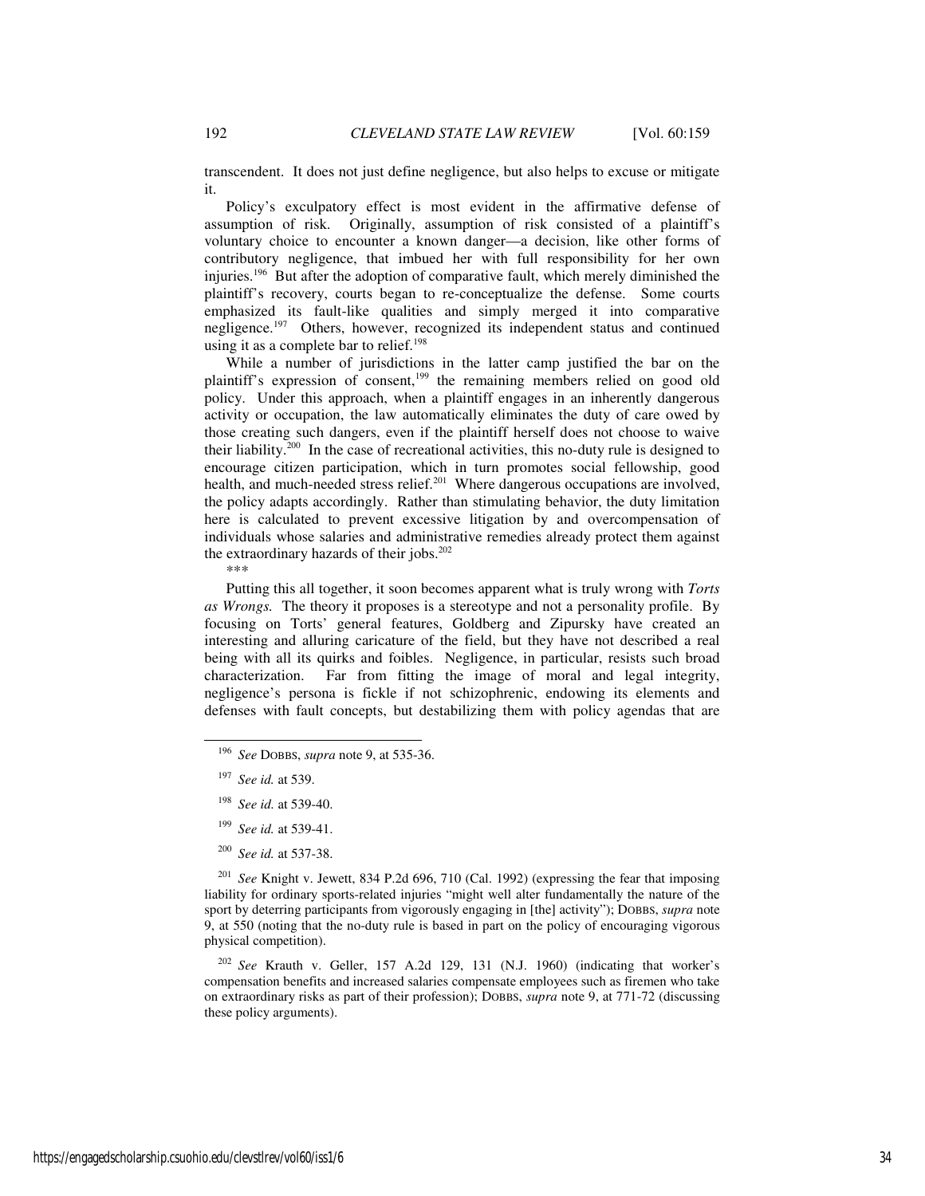transcendent. It does not just define negligence, but also helps to excuse or mitigate it.

Policy's exculpatory effect is most evident in the affirmative defense of assumption of risk. Originally, assumption of risk consisted of a plaintiff's voluntary choice to encounter a known danger—a decision, like other forms of contributory negligence, that imbued her with full responsibility for her own injuries.[196] But after the adoption of comparative fault, which merely diminished the plaintiff's recovery, courts began to re-conceptualize the defense. Some courts emphasized its fault-like qualities and simply merged it into comparative negligence.[197] Others, however, recognized its independent status and continued using it as a complete bar to relief.[198]

While a number of jurisdictions in the latter camp justified the bar on the plaintiff's expression of consent,[199] the remaining members relied on good old policy. Under this approach, when a plaintiff engages in an inherently dangerous activity or occupation, the law automatically eliminates the duty of care owed by those creating such dangers, even if the plaintiff herself does not choose to waive their liability.[200] In the case of recreational activities, this no-duty rule is designed to encourage citizen participation, which in turn promotes social fellowship, good health, and much-needed stress relief.[201] Where dangerous occupations are involved, the policy adapts accordingly. Rather than stimulating behavior, the duty limitation here is calculated to prevent excessive litigation by and overcompensation of individuals whose salaries and administrative remedies already protect them against the extraordinary hazards of their jobs.[202]

\*\*\*

Putting this all together, it soon becomes apparent what is truly wrong with *Torts as Wrongs.* The theory it proposes is a stereotype and not a personality profile. By focusing on Torts' general features, Goldberg and Zipursky have created an interesting and alluring caricature of the field, but they have not described a real being with all its quirks and foibles. Negligence, in particular, resists such broad characterization. Far from fitting the image of moral and legal integrity, negligence's persona is fickle if not schizophrenic, endowing its elements and defenses with fault concepts, but destabilizing them with policy agendas that are

---

[196] *See* DOBBS, *supra* note 9, at 535-36.

[197] *See id.* at 539.

[198] *See id.* at 539-40.

[199] *See id.* at 539-41.

[200] *See id.* at 537-38.

[201] *See* Knight v. Jewett, 834 P.2d 696, 710 (Cal. 1992) (expressing the fear that imposing liability for ordinary sports-related injuries "might well alter fundamentally the nature of the sport by deterring participants from vigorously engaging in [the] activity"); DOBBS, *supra* note 9, at 550 (noting that the no-duty rule is based in part on the policy of encouraging vigorous physical competition).

[202] *See* Krauth v. Geller, 157 A.2d 129, 131 (N.J. 1960) (indicating that worker's compensation benefits and increased salaries compensate employees such as firemen who take on extraordinary risks as part of their profession); DOBBS, *supra* note 9, at 771-72 (discussing these policy arguments).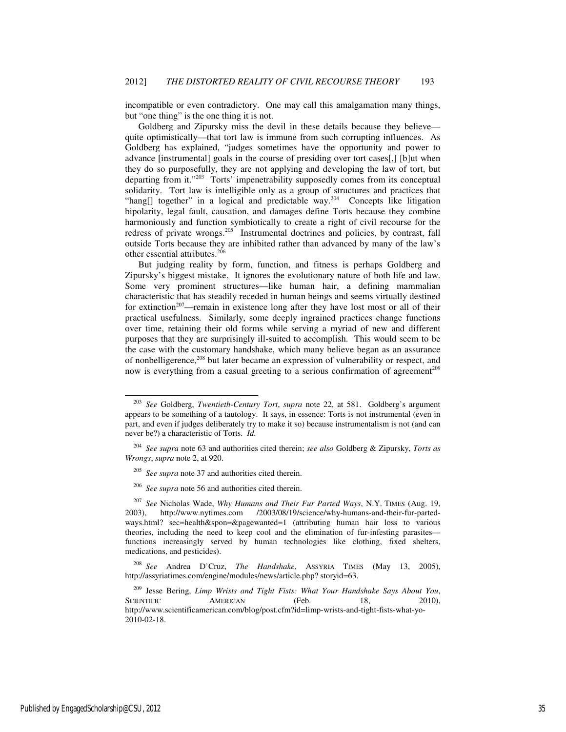incompatible or even contradictory. One may call this amalgamation many things, but "one thing" is the one thing it is not.

Goldberg and Zipursky miss the devil in these details because they believe—quite optimistically—that tort law is immune from such corrupting influences. As Goldberg has explained, "judges sometimes have the opportunity and power to advance [instrumental] goals in the course of presiding over tort cases[,] [b]ut when they do so purposefully, they are not applying and developing the law of tort, but departing from it."[203] Torts' impenetrability supposedly comes from its conceptual solidarity. Tort law is intelligible only as a group of structures and practices that "hang[] together" in a logical and predictable way.[204] Concepts like litigation bipolarity, legal fault, causation, and damages define Torts because they combine harmoniously and function symbiotically to create a right of civil recourse for the redress of private wrongs.[205] Instrumental doctrines and policies, by contrast, fall outside Torts because they are inhibited rather than advanced by many of the law's other essential attributes.[206]

But judging reality by form, function, and fitness is perhaps Goldberg and Zipursky's biggest mistake. It ignores the evolutionary nature of both life and law. Some very prominent structures—like human hair, a defining mammalian characteristic that has steadily receded in human beings and seems virtually destined for extinction[207]—remain in existence long after they have lost most or all of their practical usefulness. Similarly, some deeply ingrained practices change functions over time, retaining their old forms while serving a myriad of new and different purposes that they are surprisingly ill-suited to accomplish. This would seem to be the case with the customary handshake, which many believe began as an assurance of nonbelligerence,[208] but later became an expression of vulnerability or respect, and now is everything from a casual greeting to a serious confirmation of agreement[209]

---

[203] *See* Goldberg, *Twentieth-Century Tort*, *supra* note 22, at 581. Goldberg's argument appears to be something of a tautology. It says, in essence: Torts is not instrumental (even in part, and even if judges deliberately try to make it so) because instrumentalism is not (and can never be?) a characteristic of Torts. *Id.*

[204] *See supra* note 63 and authorities cited therein; *see also* Goldberg & Zipursky, *Torts as Wrongs*, *supra* note 2, at 920.

[205] *See supra* note 37 and authorities cited therein.

[206] *See supra* note 56 and authorities cited therein.

[207] *See* Nicholas Wade, *Why Humans and Their Fur Parted Ways*, N.Y. TIMES (Aug. 19, 2003), http://www.nytimes.com /2003/08/19/science/why-humans-and-their-fur-parted-ways.html? sec=health&spon=&pagewanted=1 (attributing human hair loss to various theories, including the need to keep cool and the elimination of fur-infesting parasites—functions increasingly served by human technologies like clothing, fixed shelters, medications, and pesticides).

[208] *See* Andrea D'Cruz, *The Handshake*, ASSYRIA TIMES (May 13, 2005), http://assyriatimes.com/engine/modules/news/article.php? storyid=63.

[209] Jesse Bering, *Limp Wrists and Tight Fists: What Your Handshake Says About You*, SCIENTIFIC AMERICAN (Feb. 18, 2010), http://www.scientificamerican.com/blog/post.cfm?id=limp-wrists-and-tight-fists-what-yo-2010-02-18.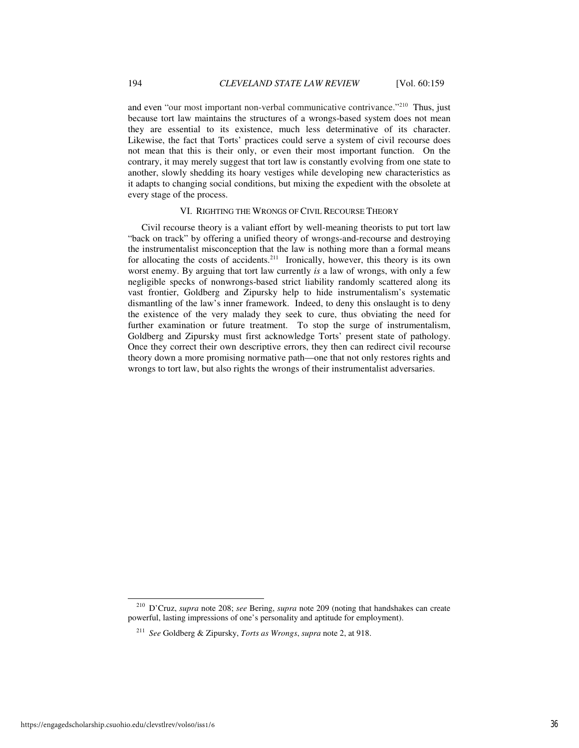and even "our most important non-verbal communicative contrivance."[210] Thus, just because tort law maintains the structures of a wrongs-based system does not mean they are essential to its existence, much less determinative of its character. Likewise, the fact that Torts' practices could serve a system of civil recourse does not mean that this is their only, or even their most important function. On the contrary, it may merely suggest that tort law is constantly evolving from one state to another, slowly shedding its hoary vestiges while developing new characteristics as it adapts to changing social conditions, but mixing the expedient with the obsolete at every stage of the process.

## VI. RIGHTING THE WRONGS OF CIVIL RECOURSE THEORY

Civil recourse theory is a valiant effort by well-meaning theorists to put tort law "back on track" by offering a unified theory of wrongs-and-recourse and destroying the instrumentalist misconception that the law is nothing more than a formal means for allocating the costs of accidents.[211] Ironically, however, this theory is its own worst enemy. By arguing that tort law currently *is* a law of wrongs, with only a few negligible specks of nonwrongs-based strict liability randomly scattered along its vast frontier, Goldberg and Zipursky help to hide instrumentalism's systematic dismantling of the law's inner framework. Indeed, to deny this onslaught is to deny the existence of the very malady they seek to cure, thus obviating the need for further examination or future treatment. To stop the surge of instrumentalism, Goldberg and Zipursky must first acknowledge Torts' present state of pathology. Once they correct their own descriptive errors, they then can redirect civil recourse theory down a more promising normative path—one that not only restores rights and wrongs to tort law, but also rights the wrongs of their instrumentalist adversaries.

---

[210] D'Cruz, *supra* note 208; *see* Bering, *supra* note 209 (noting that handshakes can create powerful, lasting impressions of one's personality and aptitude for employment).

[211] *See* Goldberg & Zipursky, *Torts as Wrongs*, *supra* note 2, at 918.